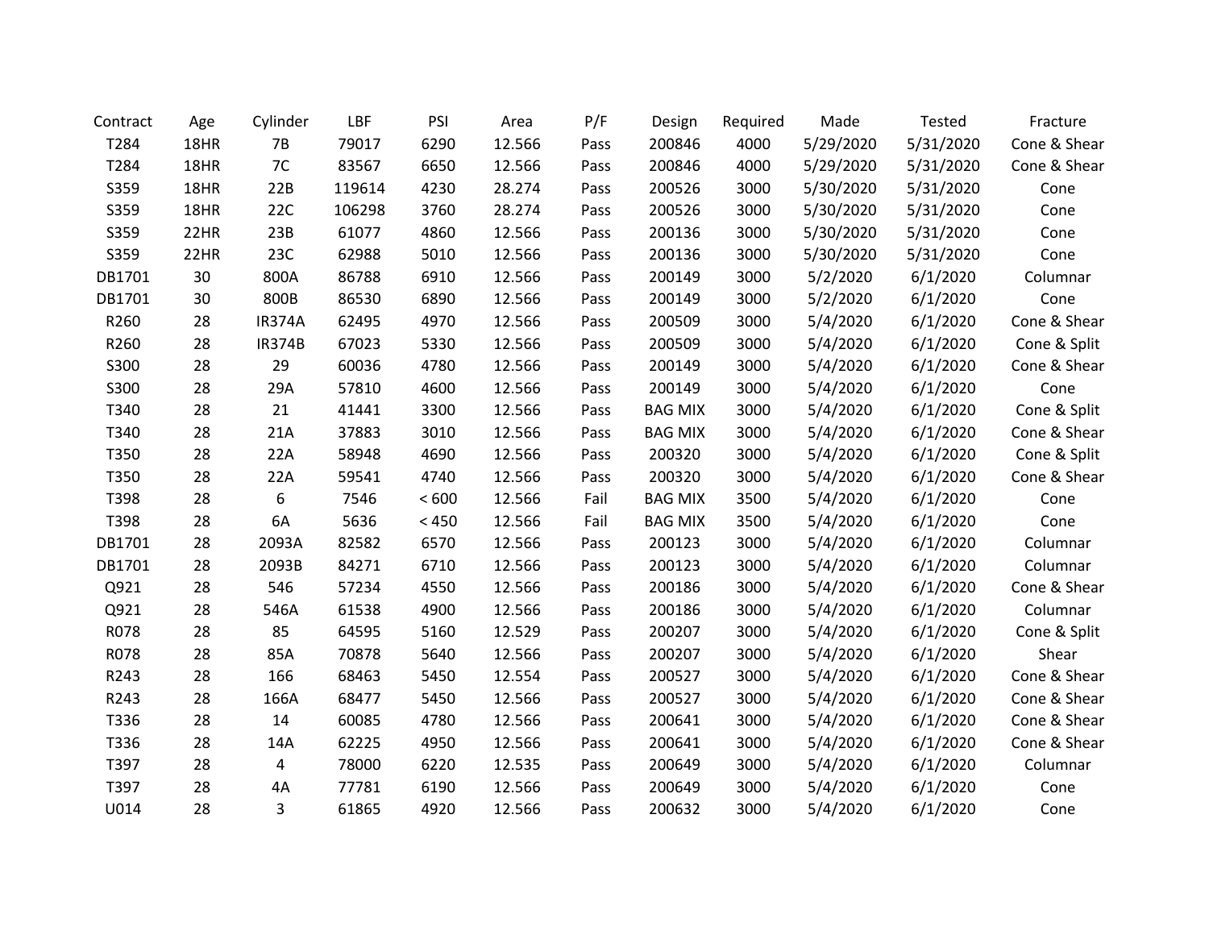| Contract | Age | Cylinder | LBF | PSI | Area | P/F | Design | Required | Made | Tested | Fracture |
|---|---|---|---|---|---|---|---|---|---|---|---|
| T284 | 18HR | 7B | 79017 | 6290 | 12.566 | Pass | 200846 | 4000 | 5/29/2020 | 5/31/2020 | Cone & Shear |
| T284 | 18HR | 7C | 83567 | 6650 | 12.566 | Pass | 200846 | 4000 | 5/29/2020 | 5/31/2020 | Cone & Shear |
| S359 | 18HR | 22B | 119614 | 4230 | 28.274 | Pass | 200526 | 3000 | 5/30/2020 | 5/31/2020 | Cone |
| S359 | 18HR | 22C | 106298 | 3760 | 28.274 | Pass | 200526 | 3000 | 5/30/2020 | 5/31/2020 | Cone |
| S359 | 22HR | 23B | 61077 | 4860 | 12.566 | Pass | 200136 | 3000 | 5/30/2020 | 5/31/2020 | Cone |
| S359 | 22HR | 23C | 62988 | 5010 | 12.566 | Pass | 200136 | 3000 | 5/30/2020 | 5/31/2020 | Cone |
| DB1701 | 30 | 800A | 86788 | 6910 | 12.566 | Pass | 200149 | 3000 | 5/2/2020 | 6/1/2020 | Columnar |
| DB1701 | 30 | 800B | 86530 | 6890 | 12.566 | Pass | 200149 | 3000 | 5/2/2020 | 6/1/2020 | Cone |
| R260 | 28 | IR374A | 62495 | 4970 | 12.566 | Pass | 200509 | 3000 | 5/4/2020 | 6/1/2020 | Cone & Shear |
| R260 | 28 | IR374B | 67023 | 5330 | 12.566 | Pass | 200509 | 3000 | 5/4/2020 | 6/1/2020 | Cone & Split |
| S300 | 28 | 29 | 60036 | 4780 | 12.566 | Pass | 200149 | 3000 | 5/4/2020 | 6/1/2020 | Cone & Shear |
| S300 | 28 | 29A | 57810 | 4600 | 12.566 | Pass | 200149 | 3000 | 5/4/2020 | 6/1/2020 | Cone |
| T340 | 28 | 21 | 41441 | 3300 | 12.566 | Pass | BAG MIX | 3000 | 5/4/2020 | 6/1/2020 | Cone & Split |
| T340 | 28 | 21A | 37883 | 3010 | 12.566 | Pass | BAG MIX | 3000 | 5/4/2020 | 6/1/2020 | Cone & Shear |
| T350 | 28 | 22A | 58948 | 4690 | 12.566 | Pass | 200320 | 3000 | 5/4/2020 | 6/1/2020 | Cone & Split |
| T350 | 28 | 22A | 59541 | 4740 | 12.566 | Pass | 200320 | 3000 | 5/4/2020 | 6/1/2020 | Cone & Shear |
| T398 | 28 | 6 | 7546 | < 600 | 12.566 | Fail | BAG MIX | 3500 | 5/4/2020 | 6/1/2020 | Cone |
| T398 | 28 | 6A | 5636 | < 450 | 12.566 | Fail | BAG MIX | 3500 | 5/4/2020 | 6/1/2020 | Cone |
| DB1701 | 28 | 2093A | 82582 | 6570 | 12.566 | Pass | 200123 | 3000 | 5/4/2020 | 6/1/2020 | Columnar |
| DB1701 | 28 | 2093B | 84271 | 6710 | 12.566 | Pass | 200123 | 3000 | 5/4/2020 | 6/1/2020 | Columnar |
| Q921 | 28 | 546 | 57234 | 4550 | 12.566 | Pass | 200186 | 3000 | 5/4/2020 | 6/1/2020 | Cone & Shear |
| Q921 | 28 | 546A | 61538 | 4900 | 12.566 | Pass | 200186 | 3000 | 5/4/2020 | 6/1/2020 | Columnar |
| R078 | 28 | 85 | 64595 | 5160 | 12.529 | Pass | 200207 | 3000 | 5/4/2020 | 6/1/2020 | Cone & Split |
| R078 | 28 | 85A | 70878 | 5640 | 12.566 | Pass | 200207 | 3000 | 5/4/2020 | 6/1/2020 | Shear |
| R243 | 28 | 166 | 68463 | 5450 | 12.554 | Pass | 200527 | 3000 | 5/4/2020 | 6/1/2020 | Cone & Shear |
| R243 | 28 | 166A | 68477 | 5450 | 12.566 | Pass | 200527 | 3000 | 5/4/2020 | 6/1/2020 | Cone & Shear |
| T336 | 28 | 14 | 60085 | 4780 | 12.566 | Pass | 200641 | 3000 | 5/4/2020 | 6/1/2020 | Cone & Shear |
| T336 | 28 | 14A | 62225 | 4950 | 12.566 | Pass | 200641 | 3000 | 5/4/2020 | 6/1/2020 | Cone & Shear |
| T397 | 28 | 4 | 78000 | 6220 | 12.535 | Pass | 200649 | 3000 | 5/4/2020 | 6/1/2020 | Columnar |
| T397 | 28 | 4A | 77781 | 6190 | 12.566 | Pass | 200649 | 3000 | 5/4/2020 | 6/1/2020 | Cone |
| U014 | 28 | 3 | 61865 | 4920 | 12.566 | Pass | 200632 | 3000 | 5/4/2020 | 6/1/2020 | Cone |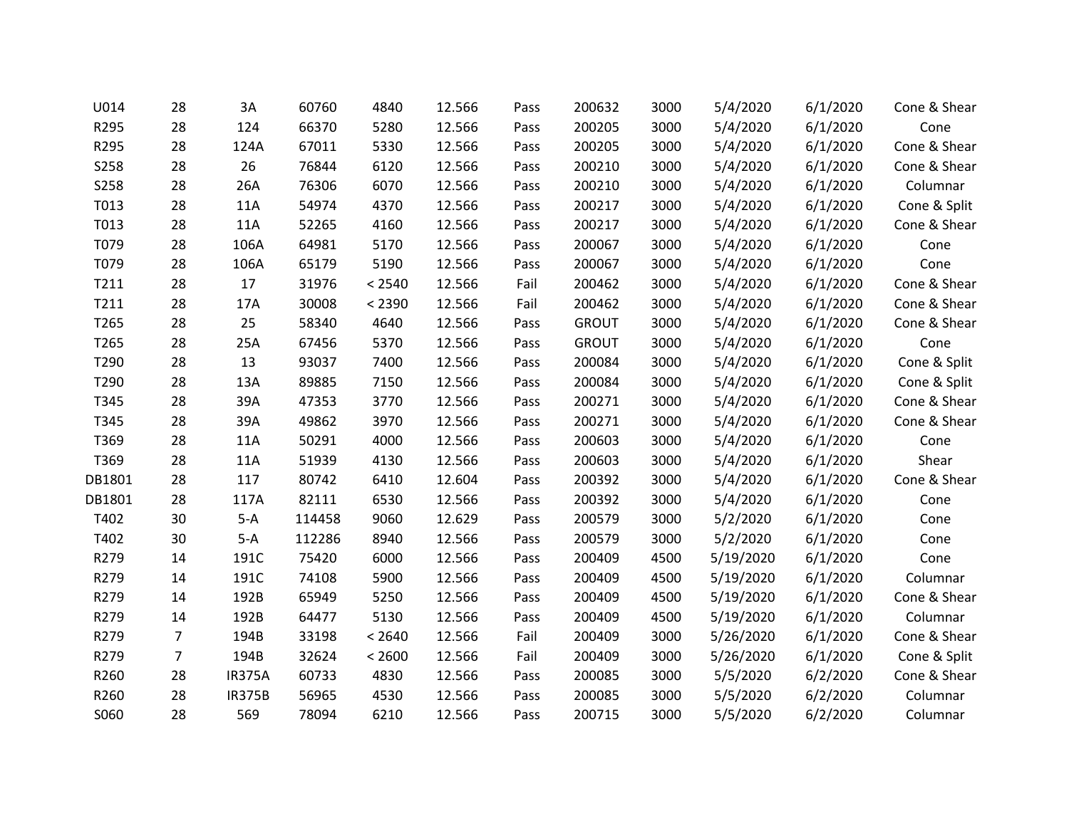| | | | | | | | | | | | |
|---|---|---|---|---|---|---|---|---|---|---|---|
| U014 | 28 | 3A | 60760 | 4840 | 12.566 | Pass | 200632 | 3000 | 5/4/2020 | 6/1/2020 | Cone & Shear |
| R295 | 28 | 124 | 66370 | 5280 | 12.566 | Pass | 200205 | 3000 | 5/4/2020 | 6/1/2020 | Cone |
| R295 | 28 | 124A | 67011 | 5330 | 12.566 | Pass | 200205 | 3000 | 5/4/2020 | 6/1/2020 | Cone & Shear |
| S258 | 28 | 26 | 76844 | 6120 | 12.566 | Pass | 200210 | 3000 | 5/4/2020 | 6/1/2020 | Cone & Shear |
| S258 | 28 | 26A | 76306 | 6070 | 12.566 | Pass | 200210 | 3000 | 5/4/2020 | 6/1/2020 | Columnar |
| T013 | 28 | 11A | 54974 | 4370 | 12.566 | Pass | 200217 | 3000 | 5/4/2020 | 6/1/2020 | Cone & Split |
| T013 | 28 | 11A | 52265 | 4160 | 12.566 | Pass | 200217 | 3000 | 5/4/2020 | 6/1/2020 | Cone & Shear |
| T079 | 28 | 106A | 64981 | 5170 | 12.566 | Pass | 200067 | 3000 | 5/4/2020 | 6/1/2020 | Cone |
| T079 | 28 | 106A | 65179 | 5190 | 12.566 | Pass | 200067 | 3000 | 5/4/2020 | 6/1/2020 | Cone |
| T211 | 28 | 17 | 31976 | < 2540 | 12.566 | Fail | 200462 | 3000 | 5/4/2020 | 6/1/2020 | Cone & Shear |
| T211 | 28 | 17A | 30008 | < 2390 | 12.566 | Fail | 200462 | 3000 | 5/4/2020 | 6/1/2020 | Cone & Shear |
| T265 | 28 | 25 | 58340 | 4640 | 12.566 | Pass | GROUT | 3000 | 5/4/2020 | 6/1/2020 | Cone & Shear |
| T265 | 28 | 25A | 67456 | 5370 | 12.566 | Pass | GROUT | 3000 | 5/4/2020 | 6/1/2020 | Cone |
| T290 | 28 | 13 | 93037 | 7400 | 12.566 | Pass | 200084 | 3000 | 5/4/2020 | 6/1/2020 | Cone & Split |
| T290 | 28 | 13A | 89885 | 7150 | 12.566 | Pass | 200084 | 3000 | 5/4/2020 | 6/1/2020 | Cone & Split |
| T345 | 28 | 39A | 47353 | 3770 | 12.566 | Pass | 200271 | 3000 | 5/4/2020 | 6/1/2020 | Cone & Shear |
| T345 | 28 | 39A | 49862 | 3970 | 12.566 | Pass | 200271 | 3000 | 5/4/2020 | 6/1/2020 | Cone & Shear |
| T369 | 28 | 11A | 50291 | 4000 | 12.566 | Pass | 200603 | 3000 | 5/4/2020 | 6/1/2020 | Cone |
| T369 | 28 | 11A | 51939 | 4130 | 12.566 | Pass | 200603 | 3000 | 5/4/2020 | 6/1/2020 | Shear |
| DB1801 | 28 | 117 | 80742 | 6410 | 12.604 | Pass | 200392 | 3000 | 5/4/2020 | 6/1/2020 | Cone & Shear |
| DB1801 | 28 | 117A | 82111 | 6530 | 12.566 | Pass | 200392 | 3000 | 5/4/2020 | 6/1/2020 | Cone |
| T402 | 30 | 5-A | 114458 | 9060 | 12.629 | Pass | 200579 | 3000 | 5/2/2020 | 6/1/2020 | Cone |
| T402 | 30 | 5-A | 112286 | 8940 | 12.566 | Pass | 200579 | 3000 | 5/2/2020 | 6/1/2020 | Cone |
| R279 | 14 | 191C | 75420 | 6000 | 12.566 | Pass | 200409 | 4500 | 5/19/2020 | 6/1/2020 | Cone |
| R279 | 14 | 191C | 74108 | 5900 | 12.566 | Pass | 200409 | 4500 | 5/19/2020 | 6/1/2020 | Columnar |
| R279 | 14 | 192B | 65949 | 5250 | 12.566 | Pass | 200409 | 4500 | 5/19/2020 | 6/1/2020 | Cone & Shear |
| R279 | 14 | 192B | 64477 | 5130 | 12.566 | Pass | 200409 | 4500 | 5/19/2020 | 6/1/2020 | Columnar |
| R279 | 7 | 194B | 33198 | < 2640 | 12.566 | Fail | 200409 | 3000 | 5/26/2020 | 6/1/2020 | Cone & Shear |
| R279 | 7 | 194B | 32624 | < 2600 | 12.566 | Fail | 200409 | 3000 | 5/26/2020 | 6/1/2020 | Cone & Split |
| R260 | 28 | IR375A | 60733 | 4830 | 12.566 | Pass | 200085 | 3000 | 5/5/2020 | 6/2/2020 | Cone & Shear |
| R260 | 28 | IR375B | 56965 | 4530 | 12.566 | Pass | 200085 | 3000 | 5/5/2020 | 6/2/2020 | Columnar |
| S060 | 28 | 569 | 78094 | 6210 | 12.566 | Pass | 200715 | 3000 | 5/5/2020 | 6/2/2020 | Columnar |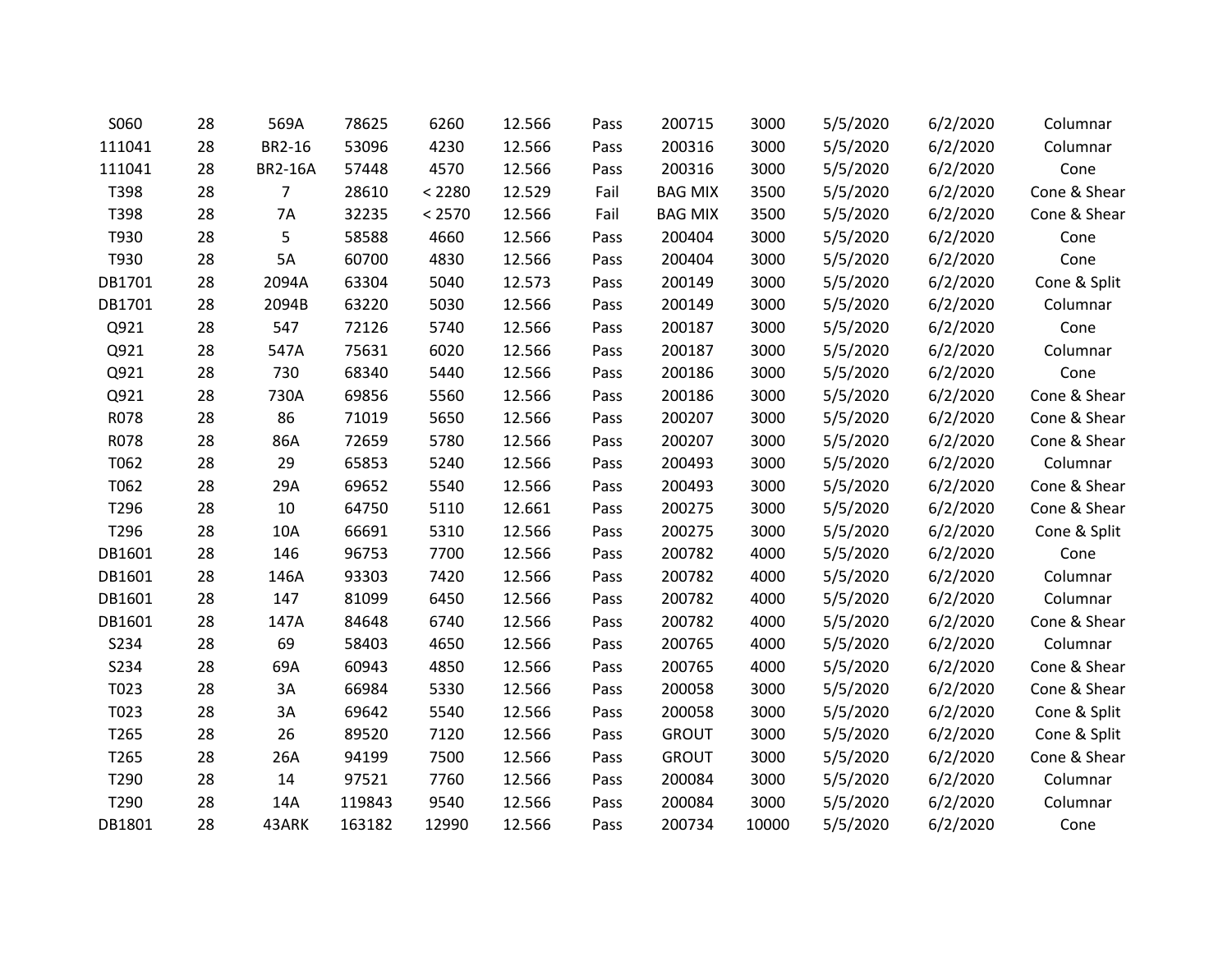| | | | | | | | | | | | |
|---|---|---|---|---|---|---|---|---|---|---|---|
| S060 | 28 | 569A | 78625 | 6260 | 12.566 | Pass | 200715 | 3000 | 5/5/2020 | 6/2/2020 | Columnar |
| 111041 | 28 | BR2-16 | 53096 | 4230 | 12.566 | Pass | 200316 | 3000 | 5/5/2020 | 6/2/2020 | Columnar |
| 111041 | 28 | BR2-16A | 57448 | 4570 | 12.566 | Pass | 200316 | 3000 | 5/5/2020 | 6/2/2020 | Cone |
| T398 | 28 | 7 | 28610 | < 2280 | 12.529 | Fail | BAG MIX | 3500 | 5/5/2020 | 6/2/2020 | Cone & Shear |
| T398 | 28 | 7A | 32235 | < 2570 | 12.566 | Fail | BAG MIX | 3500 | 5/5/2020 | 6/2/2020 | Cone & Shear |
| T930 | 28 | 5 | 58588 | 4660 | 12.566 | Pass | 200404 | 3000 | 5/5/2020 | 6/2/2020 | Cone |
| T930 | 28 | 5A | 60700 | 4830 | 12.566 | Pass | 200404 | 3000 | 5/5/2020 | 6/2/2020 | Cone |
| DB1701 | 28 | 2094A | 63304 | 5040 | 12.573 | Pass | 200149 | 3000 | 5/5/2020 | 6/2/2020 | Cone & Split |
| DB1701 | 28 | 2094B | 63220 | 5030 | 12.566 | Pass | 200149 | 3000 | 5/5/2020 | 6/2/2020 | Columnar |
| Q921 | 28 | 547 | 72126 | 5740 | 12.566 | Pass | 200187 | 3000 | 5/5/2020 | 6/2/2020 | Cone |
| Q921 | 28 | 547A | 75631 | 6020 | 12.566 | Pass | 200187 | 3000 | 5/5/2020 | 6/2/2020 | Columnar |
| Q921 | 28 | 730 | 68340 | 5440 | 12.566 | Pass | 200186 | 3000 | 5/5/2020 | 6/2/2020 | Cone |
| Q921 | 28 | 730A | 69856 | 5560 | 12.566 | Pass | 200186 | 3000 | 5/5/2020 | 6/2/2020 | Cone & Shear |
| R078 | 28 | 86 | 71019 | 5650 | 12.566 | Pass | 200207 | 3000 | 5/5/2020 | 6/2/2020 | Cone & Shear |
| R078 | 28 | 86A | 72659 | 5780 | 12.566 | Pass | 200207 | 3000 | 5/5/2020 | 6/2/2020 | Cone & Shear |
| T062 | 28 | 29 | 65853 | 5240 | 12.566 | Pass | 200493 | 3000 | 5/5/2020 | 6/2/2020 | Columnar |
| T062 | 28 | 29A | 69652 | 5540 | 12.566 | Pass | 200493 | 3000 | 5/5/2020 | 6/2/2020 | Cone & Shear |
| T296 | 28 | 10 | 64750 | 5110 | 12.661 | Pass | 200275 | 3000 | 5/5/2020 | 6/2/2020 | Cone & Shear |
| T296 | 28 | 10A | 66691 | 5310 | 12.566 | Pass | 200275 | 3000 | 5/5/2020 | 6/2/2020 | Cone & Split |
| DB1601 | 28 | 146 | 96753 | 7700 | 12.566 | Pass | 200782 | 4000 | 5/5/2020 | 6/2/2020 | Cone |
| DB1601 | 28 | 146A | 93303 | 7420 | 12.566 | Pass | 200782 | 4000 | 5/5/2020 | 6/2/2020 | Columnar |
| DB1601 | 28 | 147 | 81099 | 6450 | 12.566 | Pass | 200782 | 4000 | 5/5/2020 | 6/2/2020 | Columnar |
| DB1601 | 28 | 147A | 84648 | 6740 | 12.566 | Pass | 200782 | 4000 | 5/5/2020 | 6/2/2020 | Cone & Shear |
| S234 | 28 | 69 | 58403 | 4650 | 12.566 | Pass | 200765 | 4000 | 5/5/2020 | 6/2/2020 | Columnar |
| S234 | 28 | 69A | 60943 | 4850 | 12.566 | Pass | 200765 | 4000 | 5/5/2020 | 6/2/2020 | Cone & Shear |
| T023 | 28 | 3A | 66984 | 5330 | 12.566 | Pass | 200058 | 3000 | 5/5/2020 | 6/2/2020 | Cone & Shear |
| T023 | 28 | 3A | 69642 | 5540 | 12.566 | Pass | 200058 | 3000 | 5/5/2020 | 6/2/2020 | Cone & Split |
| T265 | 28 | 26 | 89520 | 7120 | 12.566 | Pass | GROUT | 3000 | 5/5/2020 | 6/2/2020 | Cone & Split |
| T265 | 28 | 26A | 94199 | 7500 | 12.566 | Pass | GROUT | 3000 | 5/5/2020 | 6/2/2020 | Cone & Shear |
| T290 | 28 | 14 | 97521 | 7760 | 12.566 | Pass | 200084 | 3000 | 5/5/2020 | 6/2/2020 | Columnar |
| T290 | 28 | 14A | 119843 | 9540 | 12.566 | Pass | 200084 | 3000 | 5/5/2020 | 6/2/2020 | Columnar |
| DB1801 | 28 | 43ARK | 163182 | 12990 | 12.566 | Pass | 200734 | 10000 | 5/5/2020 | 6/2/2020 | Cone |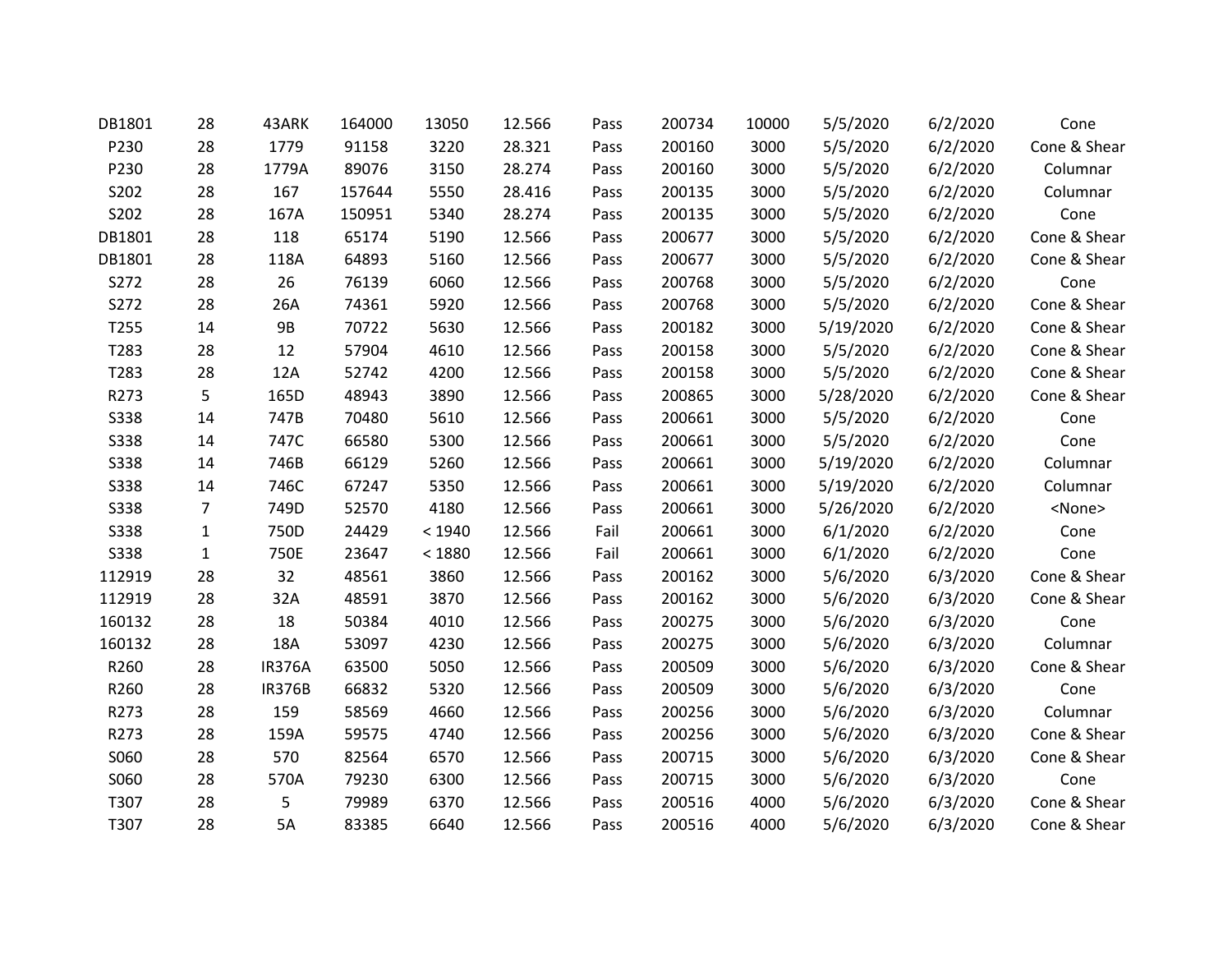| | | | | | | | | | | | |
|---|---|---|---|---|---|---|---|---|---|---|---|
| DB1801 | 28 | 43ARK | 164000 | 13050 | 12.566 | Pass | 200734 | 10000 | 5/5/2020 | 6/2/2020 | Cone |
| P230 | 28 | 1779 | 91158 | 3220 | 28.321 | Pass | 200160 | 3000 | 5/5/2020 | 6/2/2020 | Cone & Shear |
| P230 | 28 | 1779A | 89076 | 3150 | 28.274 | Pass | 200160 | 3000 | 5/5/2020 | 6/2/2020 | Columnar |
| S202 | 28 | 167 | 157644 | 5550 | 28.416 | Pass | 200135 | 3000 | 5/5/2020 | 6/2/2020 | Columnar |
| S202 | 28 | 167A | 150951 | 5340 | 28.274 | Pass | 200135 | 3000 | 5/5/2020 | 6/2/2020 | Cone |
| DB1801 | 28 | 118 | 65174 | 5190 | 12.566 | Pass | 200677 | 3000 | 5/5/2020 | 6/2/2020 | Cone & Shear |
| DB1801 | 28 | 118A | 64893 | 5160 | 12.566 | Pass | 200677 | 3000 | 5/5/2020 | 6/2/2020 | Cone & Shear |
| S272 | 28 | 26 | 76139 | 6060 | 12.566 | Pass | 200768 | 3000 | 5/5/2020 | 6/2/2020 | Cone |
| S272 | 28 | 26A | 74361 | 5920 | 12.566 | Pass | 200768 | 3000 | 5/5/2020 | 6/2/2020 | Cone & Shear |
| T255 | 14 | 9B | 70722 | 5630 | 12.566 | Pass | 200182 | 3000 | 5/19/2020 | 6/2/2020 | Cone & Shear |
| T283 | 28 | 12 | 57904 | 4610 | 12.566 | Pass | 200158 | 3000 | 5/5/2020 | 6/2/2020 | Cone & Shear |
| T283 | 28 | 12A | 52742 | 4200 | 12.566 | Pass | 200158 | 3000 | 5/5/2020 | 6/2/2020 | Cone & Shear |
| R273 | 5 | 165D | 48943 | 3890 | 12.566 | Pass | 200865 | 3000 | 5/28/2020 | 6/2/2020 | Cone & Shear |
| S338 | 14 | 747B | 70480 | 5610 | 12.566 | Pass | 200661 | 3000 | 5/5/2020 | 6/2/2020 | Cone |
| S338 | 14 | 747C | 66580 | 5300 | 12.566 | Pass | 200661 | 3000 | 5/5/2020 | 6/2/2020 | Cone |
| S338 | 14 | 746B | 66129 | 5260 | 12.566 | Pass | 200661 | 3000 | 5/19/2020 | 6/2/2020 | Columnar |
| S338 | 14 | 746C | 67247 | 5350 | 12.566 | Pass | 200661 | 3000 | 5/19/2020 | 6/2/2020 | Columnar |
| S338 | 7 | 749D | 52570 | 4180 | 12.566 | Pass | 200661 | 3000 | 5/26/2020 | 6/2/2020 | <None> |
| S338 | 1 | 750D | 24429 | < 1940 | 12.566 | Fail | 200661 | 3000 | 6/1/2020 | 6/2/2020 | Cone |
| S338 | 1 | 750E | 23647 | < 1880 | 12.566 | Fail | 200661 | 3000 | 6/1/2020 | 6/2/2020 | Cone |
| 112919 | 28 | 32 | 48561 | 3860 | 12.566 | Pass | 200162 | 3000 | 5/6/2020 | 6/3/2020 | Cone & Shear |
| 112919 | 28 | 32A | 48591 | 3870 | 12.566 | Pass | 200162 | 3000 | 5/6/2020 | 6/3/2020 | Cone & Shear |
| 160132 | 28 | 18 | 50384 | 4010 | 12.566 | Pass | 200275 | 3000 | 5/6/2020 | 6/3/2020 | Cone |
| 160132 | 28 | 18A | 53097 | 4230 | 12.566 | Pass | 200275 | 3000 | 5/6/2020 | 6/3/2020 | Columnar |
| R260 | 28 | IR376A | 63500 | 5050 | 12.566 | Pass | 200509 | 3000 | 5/6/2020 | 6/3/2020 | Cone & Shear |
| R260 | 28 | IR376B | 66832 | 5320 | 12.566 | Pass | 200509 | 3000 | 5/6/2020 | 6/3/2020 | Cone |
| R273 | 28 | 159 | 58569 | 4660 | 12.566 | Pass | 200256 | 3000 | 5/6/2020 | 6/3/2020 | Columnar |
| R273 | 28 | 159A | 59575 | 4740 | 12.566 | Pass | 200256 | 3000 | 5/6/2020 | 6/3/2020 | Cone & Shear |
| S060 | 28 | 570 | 82564 | 6570 | 12.566 | Pass | 200715 | 3000 | 5/6/2020 | 6/3/2020 | Cone & Shear |
| S060 | 28 | 570A | 79230 | 6300 | 12.566 | Pass | 200715 | 3000 | 5/6/2020 | 6/3/2020 | Cone |
| T307 | 28 | 5 | 79989 | 6370 | 12.566 | Pass | 200516 | 4000 | 5/6/2020 | 6/3/2020 | Cone & Shear |
| T307 | 28 | 5A | 83385 | 6640 | 12.566 | Pass | 200516 | 4000 | 5/6/2020 | 6/3/2020 | Cone & Shear |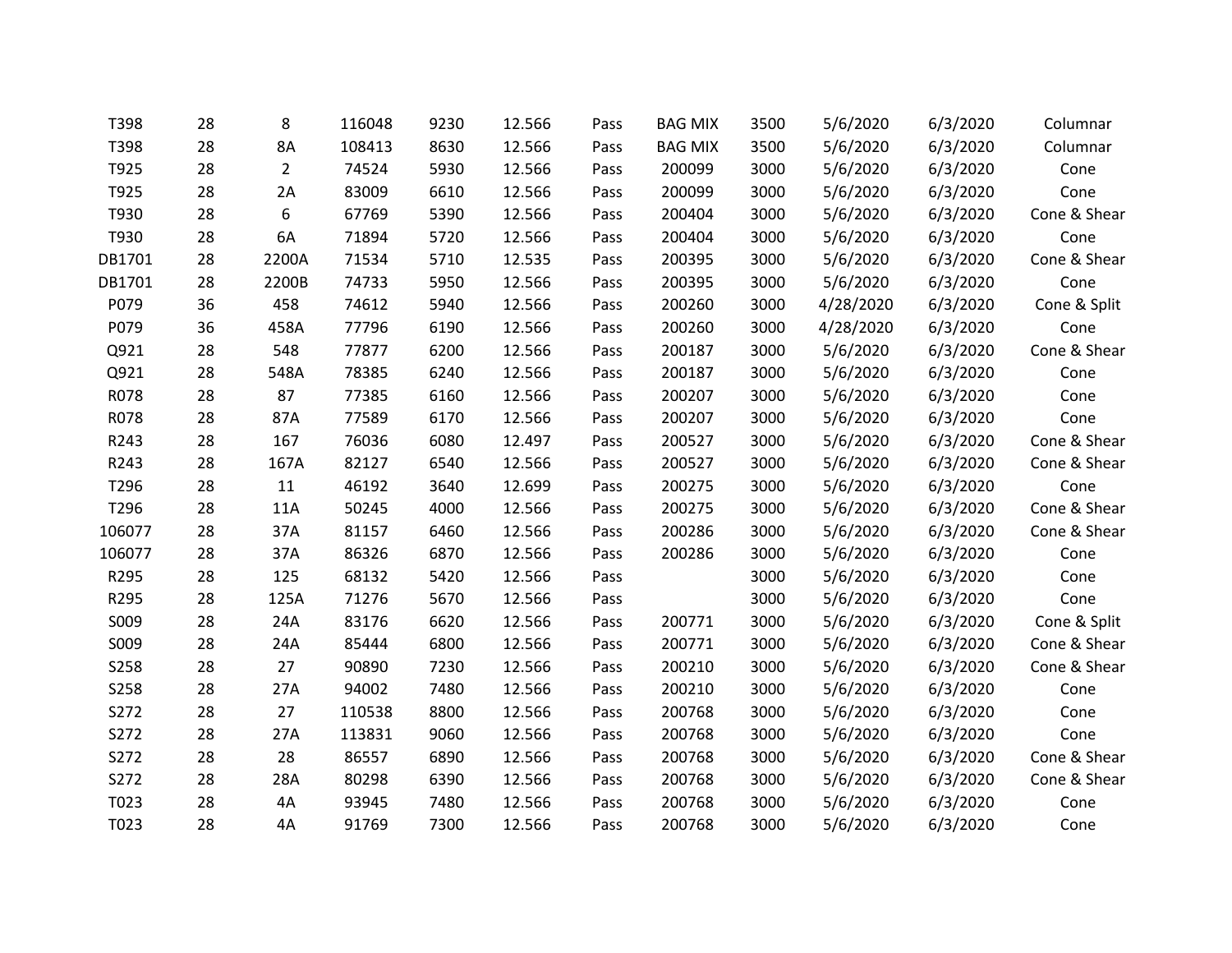| | | | | | | | | | | | |
|---|---|---|---|---|---|---|---|---|---|---|---|
| T398 | 28 | 8 | 116048 | 9230 | 12.566 | Pass | BAG MIX | 3500 | 5/6/2020 | 6/3/2020 | Columnar |
| T398 | 28 | 8A | 108413 | 8630 | 12.566 | Pass | BAG MIX | 3500 | 5/6/2020 | 6/3/2020 | Columnar |
| T925 | 28 | 2 | 74524 | 5930 | 12.566 | Pass | 200099 | 3000 | 5/6/2020 | 6/3/2020 | Cone |
| T925 | 28 | 2A | 83009 | 6610 | 12.566 | Pass | 200099 | 3000 | 5/6/2020 | 6/3/2020 | Cone |
| T930 | 28 | 6 | 67769 | 5390 | 12.566 | Pass | 200404 | 3000 | 5/6/2020 | 6/3/2020 | Cone & Shear |
| T930 | 28 | 6A | 71894 | 5720 | 12.566 | Pass | 200404 | 3000 | 5/6/2020 | 6/3/2020 | Cone |
| DB1701 | 28 | 2200A | 71534 | 5710 | 12.535 | Pass | 200395 | 3000 | 5/6/2020 | 6/3/2020 | Cone & Shear |
| DB1701 | 28 | 2200B | 74733 | 5950 | 12.566 | Pass | 200395 | 3000 | 5/6/2020 | 6/3/2020 | Cone |
| P079 | 36 | 458 | 74612 | 5940 | 12.566 | Pass | 200260 | 3000 | 4/28/2020 | 6/3/2020 | Cone & Split |
| P079 | 36 | 458A | 77796 | 6190 | 12.566 | Pass | 200260 | 3000 | 4/28/2020 | 6/3/2020 | Cone |
| Q921 | 28 | 548 | 77877 | 6200 | 12.566 | Pass | 200187 | 3000 | 5/6/2020 | 6/3/2020 | Cone & Shear |
| Q921 | 28 | 548A | 78385 | 6240 | 12.566 | Pass | 200187 | 3000 | 5/6/2020 | 6/3/2020 | Cone |
| R078 | 28 | 87 | 77385 | 6160 | 12.566 | Pass | 200207 | 3000 | 5/6/2020 | 6/3/2020 | Cone |
| R078 | 28 | 87A | 77589 | 6170 | 12.566 | Pass | 200207 | 3000 | 5/6/2020 | 6/3/2020 | Cone |
| R243 | 28 | 167 | 76036 | 6080 | 12.497 | Pass | 200527 | 3000 | 5/6/2020 | 6/3/2020 | Cone & Shear |
| R243 | 28 | 167A | 82127 | 6540 | 12.566 | Pass | 200527 | 3000 | 5/6/2020 | 6/3/2020 | Cone & Shear |
| T296 | 28 | 11 | 46192 | 3640 | 12.699 | Pass | 200275 | 3000 | 5/6/2020 | 6/3/2020 | Cone |
| T296 | 28 | 11A | 50245 | 4000 | 12.566 | Pass | 200275 | 3000 | 5/6/2020 | 6/3/2020 | Cone & Shear |
| 106077 | 28 | 37A | 81157 | 6460 | 12.566 | Pass | 200286 | 3000 | 5/6/2020 | 6/3/2020 | Cone & Shear |
| 106077 | 28 | 37A | 86326 | 6870 | 12.566 | Pass | 200286 | 3000 | 5/6/2020 | 6/3/2020 | Cone |
| R295 | 28 | 125 | 68132 | 5420 | 12.566 | Pass | | 3000 | 5/6/2020 | 6/3/2020 | Cone |
| R295 | 28 | 125A | 71276 | 5670 | 12.566 | Pass | | 3000 | 5/6/2020 | 6/3/2020 | Cone |
| S009 | 28 | 24A | 83176 | 6620 | 12.566 | Pass | 200771 | 3000 | 5/6/2020 | 6/3/2020 | Cone & Split |
| S009 | 28 | 24A | 85444 | 6800 | 12.566 | Pass | 200771 | 3000 | 5/6/2020 | 6/3/2020 | Cone & Shear |
| S258 | 28 | 27 | 90890 | 7230 | 12.566 | Pass | 200210 | 3000 | 5/6/2020 | 6/3/2020 | Cone & Shear |
| S258 | 28 | 27A | 94002 | 7480 | 12.566 | Pass | 200210 | 3000 | 5/6/2020 | 6/3/2020 | Cone |
| S272 | 28 | 27 | 110538 | 8800 | 12.566 | Pass | 200768 | 3000 | 5/6/2020 | 6/3/2020 | Cone |
| S272 | 28 | 27A | 113831 | 9060 | 12.566 | Pass | 200768 | 3000 | 5/6/2020 | 6/3/2020 | Cone |
| S272 | 28 | 28 | 86557 | 6890 | 12.566 | Pass | 200768 | 3000 | 5/6/2020 | 6/3/2020 | Cone & Shear |
| S272 | 28 | 28A | 80298 | 6390 | 12.566 | Pass | 200768 | 3000 | 5/6/2020 | 6/3/2020 | Cone & Shear |
| T023 | 28 | 4A | 93945 | 7480 | 12.566 | Pass | 200768 | 3000 | 5/6/2020 | 6/3/2020 | Cone |
| T023 | 28 | 4A | 91769 | 7300 | 12.566 | Pass | 200768 | 3000 | 5/6/2020 | 6/3/2020 | Cone |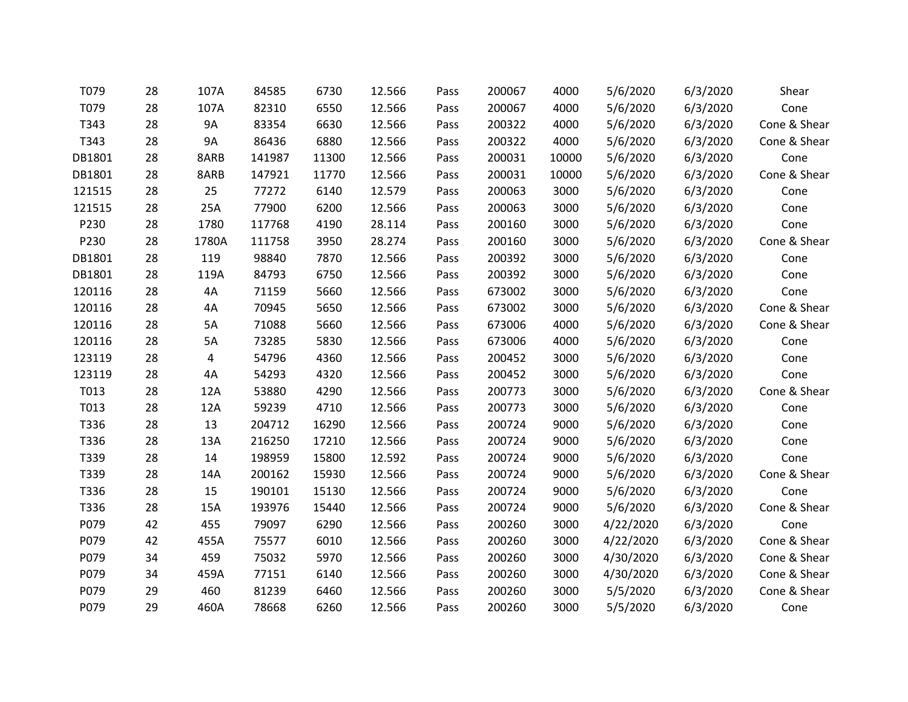| | | | | | | | | | | | |
|---|---|---|---|---|---|---|---|---|---|---|---|
| T079 | 28 | 107A | 84585 | 6730 | 12.566 | Pass | 200067 | 4000 | 5/6/2020 | 6/3/2020 | Shear |
| T079 | 28 | 107A | 82310 | 6550 | 12.566 | Pass | 200067 | 4000 | 5/6/2020 | 6/3/2020 | Cone |
| T343 | 28 | 9A | 83354 | 6630 | 12.566 | Pass | 200322 | 4000 | 5/6/2020 | 6/3/2020 | Cone & Shear |
| T343 | 28 | 9A | 86436 | 6880 | 12.566 | Pass | 200322 | 4000 | 5/6/2020 | 6/3/2020 | Cone & Shear |
| DB1801 | 28 | 8ARB | 141987 | 11300 | 12.566 | Pass | 200031 | 10000 | 5/6/2020 | 6/3/2020 | Cone |
| DB1801 | 28 | 8ARB | 147921 | 11770 | 12.566 | Pass | 200031 | 10000 | 5/6/2020 | 6/3/2020 | Cone & Shear |
| 121515 | 28 | 25 | 77272 | 6140 | 12.579 | Pass | 200063 | 3000 | 5/6/2020 | 6/3/2020 | Cone |
| 121515 | 28 | 25A | 77900 | 6200 | 12.566 | Pass | 200063 | 3000 | 5/6/2020 | 6/3/2020 | Cone |
| P230 | 28 | 1780 | 117768 | 4190 | 28.114 | Pass | 200160 | 3000 | 5/6/2020 | 6/3/2020 | Cone |
| P230 | 28 | 1780A | 111758 | 3950 | 28.274 | Pass | 200160 | 3000 | 5/6/2020 | 6/3/2020 | Cone & Shear |
| DB1801 | 28 | 119 | 98840 | 7870 | 12.566 | Pass | 200392 | 3000 | 5/6/2020 | 6/3/2020 | Cone |
| DB1801 | 28 | 119A | 84793 | 6750 | 12.566 | Pass | 200392 | 3000 | 5/6/2020 | 6/3/2020 | Cone |
| 120116 | 28 | 4A | 71159 | 5660 | 12.566 | Pass | 673002 | 3000 | 5/6/2020 | 6/3/2020 | Cone |
| 120116 | 28 | 4A | 70945 | 5650 | 12.566 | Pass | 673002 | 3000 | 5/6/2020 | 6/3/2020 | Cone & Shear |
| 120116 | 28 | 5A | 71088 | 5660 | 12.566 | Pass | 673006 | 4000 | 5/6/2020 | 6/3/2020 | Cone & Shear |
| 120116 | 28 | 5A | 73285 | 5830 | 12.566 | Pass | 673006 | 4000 | 5/6/2020 | 6/3/2020 | Cone |
| 123119 | 28 | 4 | 54796 | 4360 | 12.566 | Pass | 200452 | 3000 | 5/6/2020 | 6/3/2020 | Cone |
| 123119 | 28 | 4A | 54293 | 4320 | 12.566 | Pass | 200452 | 3000 | 5/6/2020 | 6/3/2020 | Cone |
| T013 | 28 | 12A | 53880 | 4290 | 12.566 | Pass | 200773 | 3000 | 5/6/2020 | 6/3/2020 | Cone & Shear |
| T013 | 28 | 12A | 59239 | 4710 | 12.566 | Pass | 200773 | 3000 | 5/6/2020 | 6/3/2020 | Cone |
| T336 | 28 | 13 | 204712 | 16290 | 12.566 | Pass | 200724 | 9000 | 5/6/2020 | 6/3/2020 | Cone |
| T336 | 28 | 13A | 216250 | 17210 | 12.566 | Pass | 200724 | 9000 | 5/6/2020 | 6/3/2020 | Cone |
| T339 | 28 | 14 | 198959 | 15800 | 12.592 | Pass | 200724 | 9000 | 5/6/2020 | 6/3/2020 | Cone |
| T339 | 28 | 14A | 200162 | 15930 | 12.566 | Pass | 200724 | 9000 | 5/6/2020 | 6/3/2020 | Cone & Shear |
| T336 | 28 | 15 | 190101 | 15130 | 12.566 | Pass | 200724 | 9000 | 5/6/2020 | 6/3/2020 | Cone |
| T336 | 28 | 15A | 193976 | 15440 | 12.566 | Pass | 200724 | 9000 | 5/6/2020 | 6/3/2020 | Cone & Shear |
| P079 | 42 | 455 | 79097 | 6290 | 12.566 | Pass | 200260 | 3000 | 4/22/2020 | 6/3/2020 | Cone |
| P079 | 42 | 455A | 75577 | 6010 | 12.566 | Pass | 200260 | 3000 | 4/22/2020 | 6/3/2020 | Cone & Shear |
| P079 | 34 | 459 | 75032 | 5970 | 12.566 | Pass | 200260 | 3000 | 4/30/2020 | 6/3/2020 | Cone & Shear |
| P079 | 34 | 459A | 77151 | 6140 | 12.566 | Pass | 200260 | 3000 | 4/30/2020 | 6/3/2020 | Cone & Shear |
| P079 | 29 | 460 | 81239 | 6460 | 12.566 | Pass | 200260 | 3000 | 5/5/2020 | 6/3/2020 | Cone & Shear |
| P079 | 29 | 460A | 78668 | 6260 | 12.566 | Pass | 200260 | 3000 | 5/5/2020 | 6/3/2020 | Cone |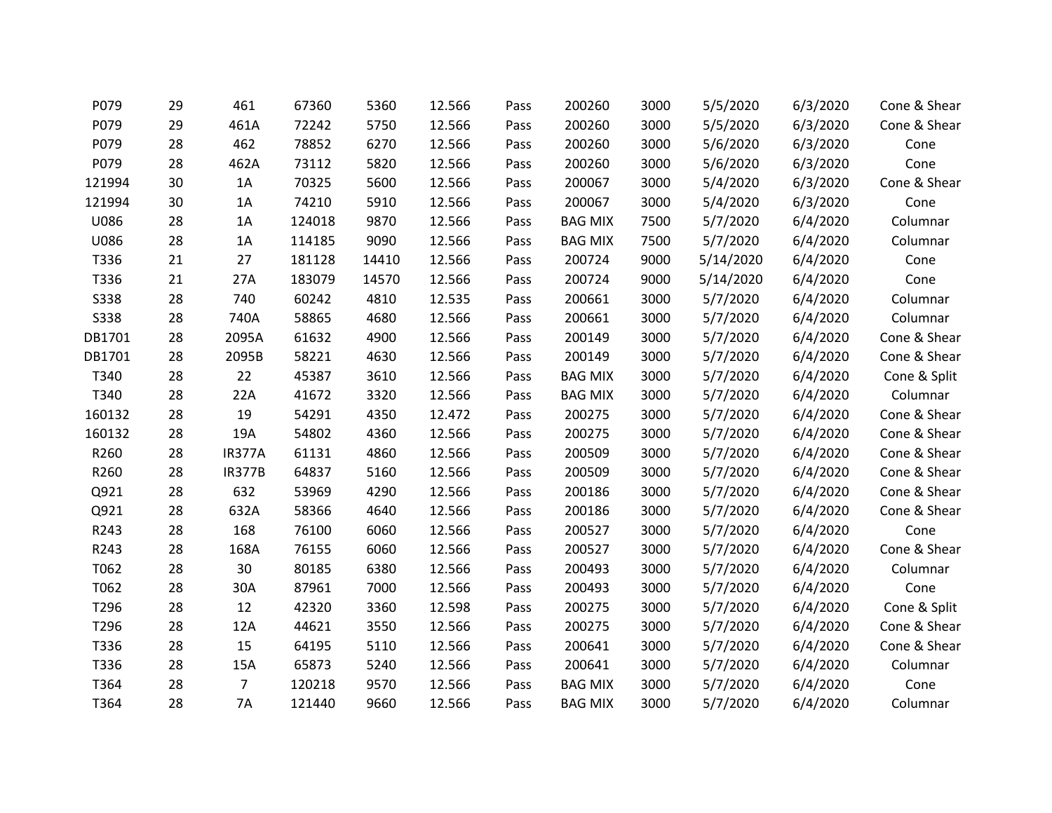| | | | | | | | | | | | |
|---|---|---|---|---|---|---|---|---|---|---|---|
| P079 | 29 | 461 | 67360 | 5360 | 12.566 | Pass | 200260 | 3000 | 5/5/2020 | 6/3/2020 | Cone & Shear |
| P079 | 29 | 461A | 72242 | 5750 | 12.566 | Pass | 200260 | 3000 | 5/5/2020 | 6/3/2020 | Cone & Shear |
| P079 | 28 | 462 | 78852 | 6270 | 12.566 | Pass | 200260 | 3000 | 5/6/2020 | 6/3/2020 | Cone |
| P079 | 28 | 462A | 73112 | 5820 | 12.566 | Pass | 200260 | 3000 | 5/6/2020 | 6/3/2020 | Cone |
| 121994 | 30 | 1A | 70325 | 5600 | 12.566 | Pass | 200067 | 3000 | 5/4/2020 | 6/3/2020 | Cone & Shear |
| 121994 | 30 | 1A | 74210 | 5910 | 12.566 | Pass | 200067 | 3000 | 5/4/2020 | 6/3/2020 | Cone |
| U086 | 28 | 1A | 124018 | 9870 | 12.566 | Pass | BAG MIX | 7500 | 5/7/2020 | 6/4/2020 | Columnar |
| U086 | 28 | 1A | 114185 | 9090 | 12.566 | Pass | BAG MIX | 7500 | 5/7/2020 | 6/4/2020 | Columnar |
| T336 | 21 | 27 | 181128 | 14410 | 12.566 | Pass | 200724 | 9000 | 5/14/2020 | 6/4/2020 | Cone |
| T336 | 21 | 27A | 183079 | 14570 | 12.566 | Pass | 200724 | 9000 | 5/14/2020 | 6/4/2020 | Cone |
| S338 | 28 | 740 | 60242 | 4810 | 12.535 | Pass | 200661 | 3000 | 5/7/2020 | 6/4/2020 | Columnar |
| S338 | 28 | 740A | 58865 | 4680 | 12.566 | Pass | 200661 | 3000 | 5/7/2020 | 6/4/2020 | Columnar |
| DB1701 | 28 | 2095A | 61632 | 4900 | 12.566 | Pass | 200149 | 3000 | 5/7/2020 | 6/4/2020 | Cone & Shear |
| DB1701 | 28 | 2095B | 58221 | 4630 | 12.566 | Pass | 200149 | 3000 | 5/7/2020 | 6/4/2020 | Cone & Shear |
| T340 | 28 | 22 | 45387 | 3610 | 12.566 | Pass | BAG MIX | 3000 | 5/7/2020 | 6/4/2020 | Cone & Split |
| T340 | 28 | 22A | 41672 | 3320 | 12.566 | Pass | BAG MIX | 3000 | 5/7/2020 | 6/4/2020 | Columnar |
| 160132 | 28 | 19 | 54291 | 4350 | 12.472 | Pass | 200275 | 3000 | 5/7/2020 | 6/4/2020 | Cone & Shear |
| 160132 | 28 | 19A | 54802 | 4360 | 12.566 | Pass | 200275 | 3000 | 5/7/2020 | 6/4/2020 | Cone & Shear |
| R260 | 28 | IR377A | 61131 | 4860 | 12.566 | Pass | 200509 | 3000 | 5/7/2020 | 6/4/2020 | Cone & Shear |
| R260 | 28 | IR377B | 64837 | 5160 | 12.566 | Pass | 200509 | 3000 | 5/7/2020 | 6/4/2020 | Cone & Shear |
| Q921 | 28 | 632 | 53969 | 4290 | 12.566 | Pass | 200186 | 3000 | 5/7/2020 | 6/4/2020 | Cone & Shear |
| Q921 | 28 | 632A | 58366 | 4640 | 12.566 | Pass | 200186 | 3000 | 5/7/2020 | 6/4/2020 | Cone & Shear |
| R243 | 28 | 168 | 76100 | 6060 | 12.566 | Pass | 200527 | 3000 | 5/7/2020 | 6/4/2020 | Cone |
| R243 | 28 | 168A | 76155 | 6060 | 12.566 | Pass | 200527 | 3000 | 5/7/2020 | 6/4/2020 | Cone & Shear |
| T062 | 28 | 30 | 80185 | 6380 | 12.566 | Pass | 200493 | 3000 | 5/7/2020 | 6/4/2020 | Columnar |
| T062 | 28 | 30A | 87961 | 7000 | 12.566 | Pass | 200493 | 3000 | 5/7/2020 | 6/4/2020 | Cone |
| T296 | 28 | 12 | 42320 | 3360 | 12.598 | Pass | 200275 | 3000 | 5/7/2020 | 6/4/2020 | Cone & Split |
| T296 | 28 | 12A | 44621 | 3550 | 12.566 | Pass | 200275 | 3000 | 5/7/2020 | 6/4/2020 | Cone & Shear |
| T336 | 28 | 15 | 64195 | 5110 | 12.566 | Pass | 200641 | 3000 | 5/7/2020 | 6/4/2020 | Cone & Shear |
| T336 | 28 | 15A | 65873 | 5240 | 12.566 | Pass | 200641 | 3000 | 5/7/2020 | 6/4/2020 | Columnar |
| T364 | 28 | 7 | 120218 | 9570 | 12.566 | Pass | BAG MIX | 3000 | 5/7/2020 | 6/4/2020 | Cone |
| T364 | 28 | 7A | 121440 | 9660 | 12.566 | Pass | BAG MIX | 3000 | 5/7/2020 | 6/4/2020 | Columnar |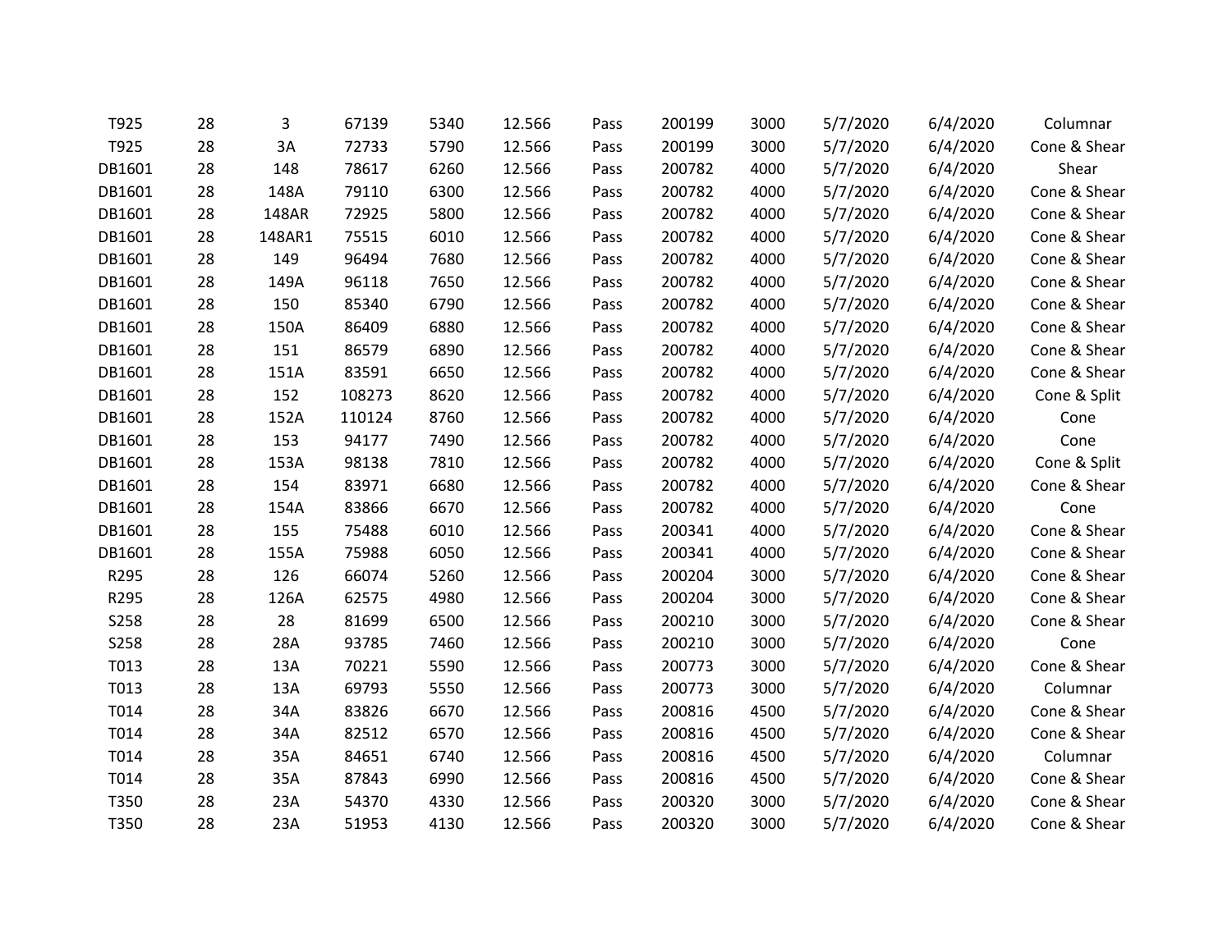| | | | | | | | | | | | |
|---|---|---|---|---|---|---|---|---|---|---|---|
| T925 | 28 | 3 | 67139 | 5340 | 12.566 | Pass | 200199 | 3000 | 5/7/2020 | 6/4/2020 | Columnar |
| T925 | 28 | 3A | 72733 | 5790 | 12.566 | Pass | 200199 | 3000 | 5/7/2020 | 6/4/2020 | Cone & Shear |
| DB1601 | 28 | 148 | 78617 | 6260 | 12.566 | Pass | 200782 | 4000 | 5/7/2020 | 6/4/2020 | Shear |
| DB1601 | 28 | 148A | 79110 | 6300 | 12.566 | Pass | 200782 | 4000 | 5/7/2020 | 6/4/2020 | Cone & Shear |
| DB1601 | 28 | 148AR | 72925 | 5800 | 12.566 | Pass | 200782 | 4000 | 5/7/2020 | 6/4/2020 | Cone & Shear |
| DB1601 | 28 | 148AR1 | 75515 | 6010 | 12.566 | Pass | 200782 | 4000 | 5/7/2020 | 6/4/2020 | Cone & Shear |
| DB1601 | 28 | 149 | 96494 | 7680 | 12.566 | Pass | 200782 | 4000 | 5/7/2020 | 6/4/2020 | Cone & Shear |
| DB1601 | 28 | 149A | 96118 | 7650 | 12.566 | Pass | 200782 | 4000 | 5/7/2020 | 6/4/2020 | Cone & Shear |
| DB1601 | 28 | 150 | 85340 | 6790 | 12.566 | Pass | 200782 | 4000 | 5/7/2020 | 6/4/2020 | Cone & Shear |
| DB1601 | 28 | 150A | 86409 | 6880 | 12.566 | Pass | 200782 | 4000 | 5/7/2020 | 6/4/2020 | Cone & Shear |
| DB1601 | 28 | 151 | 86579 | 6890 | 12.566 | Pass | 200782 | 4000 | 5/7/2020 | 6/4/2020 | Cone & Shear |
| DB1601 | 28 | 151A | 83591 | 6650 | 12.566 | Pass | 200782 | 4000 | 5/7/2020 | 6/4/2020 | Cone & Shear |
| DB1601 | 28 | 152 | 108273 | 8620 | 12.566 | Pass | 200782 | 4000 | 5/7/2020 | 6/4/2020 | Cone & Split |
| DB1601 | 28 | 152A | 110124 | 8760 | 12.566 | Pass | 200782 | 4000 | 5/7/2020 | 6/4/2020 | Cone |
| DB1601 | 28 | 153 | 94177 | 7490 | 12.566 | Pass | 200782 | 4000 | 5/7/2020 | 6/4/2020 | Cone |
| DB1601 | 28 | 153A | 98138 | 7810 | 12.566 | Pass | 200782 | 4000 | 5/7/2020 | 6/4/2020 | Cone & Split |
| DB1601 | 28 | 154 | 83971 | 6680 | 12.566 | Pass | 200782 | 4000 | 5/7/2020 | 6/4/2020 | Cone & Shear |
| DB1601 | 28 | 154A | 83866 | 6670 | 12.566 | Pass | 200782 | 4000 | 5/7/2020 | 6/4/2020 | Cone |
| DB1601 | 28 | 155 | 75488 | 6010 | 12.566 | Pass | 200341 | 4000 | 5/7/2020 | 6/4/2020 | Cone & Shear |
| DB1601 | 28 | 155A | 75988 | 6050 | 12.566 | Pass | 200341 | 4000 | 5/7/2020 | 6/4/2020 | Cone & Shear |
| R295 | 28 | 126 | 66074 | 5260 | 12.566 | Pass | 200204 | 3000 | 5/7/2020 | 6/4/2020 | Cone & Shear |
| R295 | 28 | 126A | 62575 | 4980 | 12.566 | Pass | 200204 | 3000 | 5/7/2020 | 6/4/2020 | Cone & Shear |
| S258 | 28 | 28 | 81699 | 6500 | 12.566 | Pass | 200210 | 3000 | 5/7/2020 | 6/4/2020 | Cone & Shear |
| S258 | 28 | 28A | 93785 | 7460 | 12.566 | Pass | 200210 | 3000 | 5/7/2020 | 6/4/2020 | Cone |
| T013 | 28 | 13A | 70221 | 5590 | 12.566 | Pass | 200773 | 3000 | 5/7/2020 | 6/4/2020 | Cone & Shear |
| T013 | 28 | 13A | 69793 | 5550 | 12.566 | Pass | 200773 | 3000 | 5/7/2020 | 6/4/2020 | Columnar |
| T014 | 28 | 34A | 83826 | 6670 | 12.566 | Pass | 200816 | 4500 | 5/7/2020 | 6/4/2020 | Cone & Shear |
| T014 | 28 | 34A | 82512 | 6570 | 12.566 | Pass | 200816 | 4500 | 5/7/2020 | 6/4/2020 | Cone & Shear |
| T014 | 28 | 35A | 84651 | 6740 | 12.566 | Pass | 200816 | 4500 | 5/7/2020 | 6/4/2020 | Columnar |
| T014 | 28 | 35A | 87843 | 6990 | 12.566 | Pass | 200816 | 4500 | 5/7/2020 | 6/4/2020 | Cone & Shear |
| T350 | 28 | 23A | 54370 | 4330 | 12.566 | Pass | 200320 | 3000 | 5/7/2020 | 6/4/2020 | Cone & Shear |
| T350 | 28 | 23A | 51953 | 4130 | 12.566 | Pass | 200320 | 3000 | 5/7/2020 | 6/4/2020 | Cone & Shear |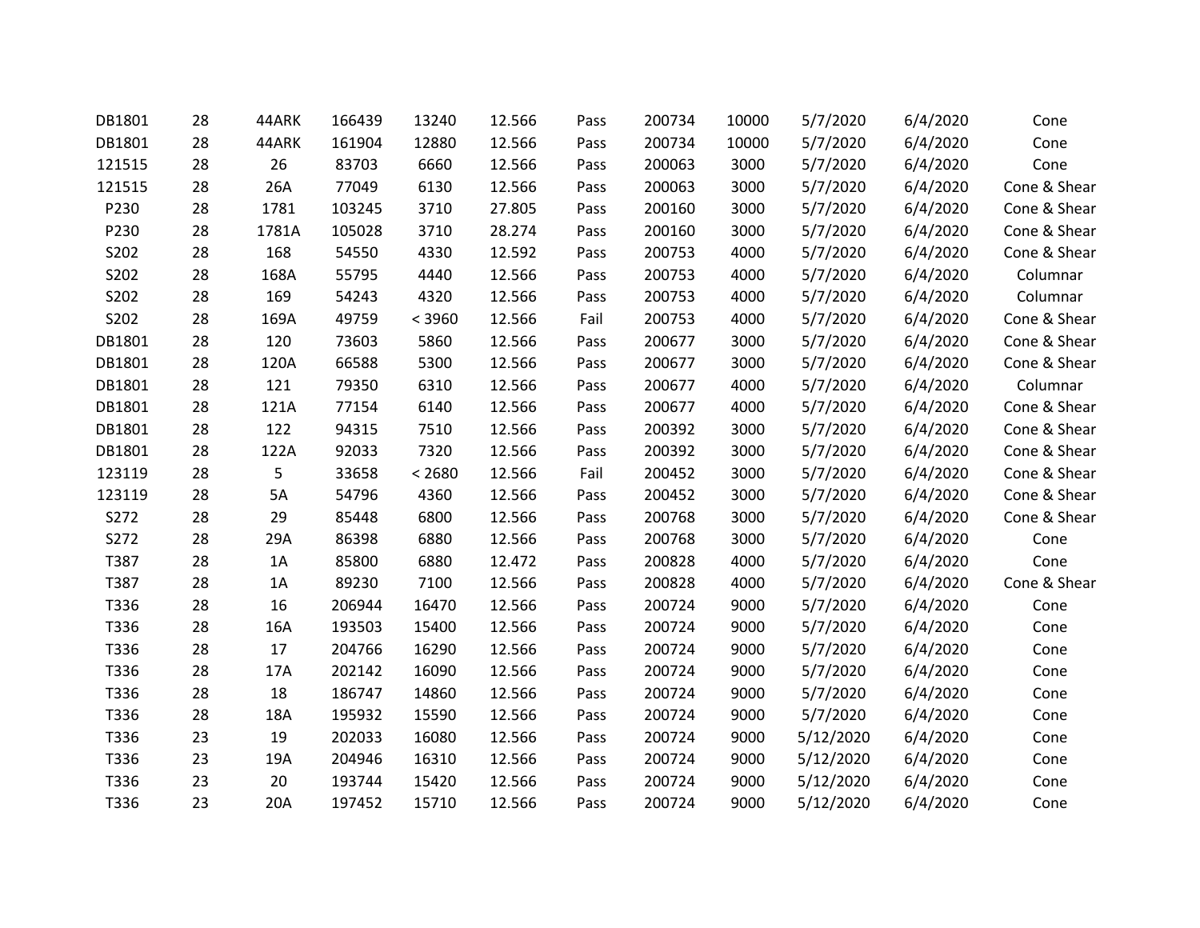| | | | | | | | | | | | |
|---|---|---|---|---|---|---|---|---|---|---|---|
| DB1801 | 28 | 44ARK | 166439 | 13240 | 12.566 | Pass | 200734 | 10000 | 5/7/2020 | 6/4/2020 | Cone |
| DB1801 | 28 | 44ARK | 161904 | 12880 | 12.566 | Pass | 200734 | 10000 | 5/7/2020 | 6/4/2020 | Cone |
| 121515 | 28 | 26 | 83703 | 6660 | 12.566 | Pass | 200063 | 3000 | 5/7/2020 | 6/4/2020 | Cone |
| 121515 | 28 | 26A | 77049 | 6130 | 12.566 | Pass | 200063 | 3000 | 5/7/2020 | 6/4/2020 | Cone & Shear |
| P230 | 28 | 1781 | 103245 | 3710 | 27.805 | Pass | 200160 | 3000 | 5/7/2020 | 6/4/2020 | Cone & Shear |
| P230 | 28 | 1781A | 105028 | 3710 | 28.274 | Pass | 200160 | 3000 | 5/7/2020 | 6/4/2020 | Cone & Shear |
| S202 | 28 | 168 | 54550 | 4330 | 12.592 | Pass | 200753 | 4000 | 5/7/2020 | 6/4/2020 | Cone & Shear |
| S202 | 28 | 168A | 55795 | 4440 | 12.566 | Pass | 200753 | 4000 | 5/7/2020 | 6/4/2020 | Columnar |
| S202 | 28 | 169 | 54243 | 4320 | 12.566 | Pass | 200753 | 4000 | 5/7/2020 | 6/4/2020 | Columnar |
| S202 | 28 | 169A | 49759 | < 3960 | 12.566 | Fail | 200753 | 4000 | 5/7/2020 | 6/4/2020 | Cone & Shear |
| DB1801 | 28 | 120 | 73603 | 5860 | 12.566 | Pass | 200677 | 3000 | 5/7/2020 | 6/4/2020 | Cone & Shear |
| DB1801 | 28 | 120A | 66588 | 5300 | 12.566 | Pass | 200677 | 3000 | 5/7/2020 | 6/4/2020 | Cone & Shear |
| DB1801 | 28 | 121 | 79350 | 6310 | 12.566 | Pass | 200677 | 4000 | 5/7/2020 | 6/4/2020 | Columnar |
| DB1801 | 28 | 121A | 77154 | 6140 | 12.566 | Pass | 200677 | 4000 | 5/7/2020 | 6/4/2020 | Cone & Shear |
| DB1801 | 28 | 122 | 94315 | 7510 | 12.566 | Pass | 200392 | 3000 | 5/7/2020 | 6/4/2020 | Cone & Shear |
| DB1801 | 28 | 122A | 92033 | 7320 | 12.566 | Pass | 200392 | 3000 | 5/7/2020 | 6/4/2020 | Cone & Shear |
| 123119 | 28 | 5 | 33658 | < 2680 | 12.566 | Fail | 200452 | 3000 | 5/7/2020 | 6/4/2020 | Cone & Shear |
| 123119 | 28 | 5A | 54796 | 4360 | 12.566 | Pass | 200452 | 3000 | 5/7/2020 | 6/4/2020 | Cone & Shear |
| S272 | 28 | 29 | 85448 | 6800 | 12.566 | Pass | 200768 | 3000 | 5/7/2020 | 6/4/2020 | Cone & Shear |
| S272 | 28 | 29A | 86398 | 6880 | 12.566 | Pass | 200768 | 3000 | 5/7/2020 | 6/4/2020 | Cone |
| T387 | 28 | 1A | 85800 | 6880 | 12.472 | Pass | 200828 | 4000 | 5/7/2020 | 6/4/2020 | Cone |
| T387 | 28 | 1A | 89230 | 7100 | 12.566 | Pass | 200828 | 4000 | 5/7/2020 | 6/4/2020 | Cone & Shear |
| T336 | 28 | 16 | 206944 | 16470 | 12.566 | Pass | 200724 | 9000 | 5/7/2020 | 6/4/2020 | Cone |
| T336 | 28 | 16A | 193503 | 15400 | 12.566 | Pass | 200724 | 9000 | 5/7/2020 | 6/4/2020 | Cone |
| T336 | 28 | 17 | 204766 | 16290 | 12.566 | Pass | 200724 | 9000 | 5/7/2020 | 6/4/2020 | Cone |
| T336 | 28 | 17A | 202142 | 16090 | 12.566 | Pass | 200724 | 9000 | 5/7/2020 | 6/4/2020 | Cone |
| T336 | 28 | 18 | 186747 | 14860 | 12.566 | Pass | 200724 | 9000 | 5/7/2020 | 6/4/2020 | Cone |
| T336 | 28 | 18A | 195932 | 15590 | 12.566 | Pass | 200724 | 9000 | 5/7/2020 | 6/4/2020 | Cone |
| T336 | 23 | 19 | 202033 | 16080 | 12.566 | Pass | 200724 | 9000 | 5/12/2020 | 6/4/2020 | Cone |
| T336 | 23 | 19A | 204946 | 16310 | 12.566 | Pass | 200724 | 9000 | 5/12/2020 | 6/4/2020 | Cone |
| T336 | 23 | 20 | 193744 | 15420 | 12.566 | Pass | 200724 | 9000 | 5/12/2020 | 6/4/2020 | Cone |
| T336 | 23 | 20A | 197452 | 15710 | 12.566 | Pass | 200724 | 9000 | 5/12/2020 | 6/4/2020 | Cone |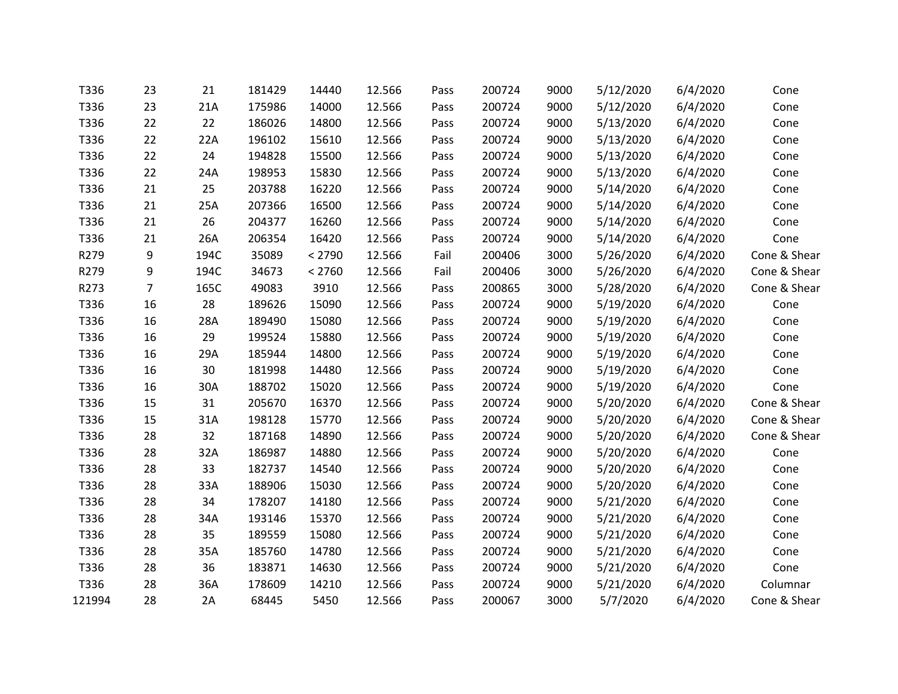| | | | | | | | | | | | |
|---|---|---|---|---|---|---|---|---|---|---|---|
| T336 | 23 | 21 | 181429 | 14440 | 12.566 | Pass | 200724 | 9000 | 5/12/2020 | 6/4/2020 | Cone |
| T336 | 23 | 21A | 175986 | 14000 | 12.566 | Pass | 200724 | 9000 | 5/12/2020 | 6/4/2020 | Cone |
| T336 | 22 | 22 | 186026 | 14800 | 12.566 | Pass | 200724 | 9000 | 5/13/2020 | 6/4/2020 | Cone |
| T336 | 22 | 22A | 196102 | 15610 | 12.566 | Pass | 200724 | 9000 | 5/13/2020 | 6/4/2020 | Cone |
| T336 | 22 | 24 | 194828 | 15500 | 12.566 | Pass | 200724 | 9000 | 5/13/2020 | 6/4/2020 | Cone |
| T336 | 22 | 24A | 198953 | 15830 | 12.566 | Pass | 200724 | 9000 | 5/13/2020 | 6/4/2020 | Cone |
| T336 | 21 | 25 | 203788 | 16220 | 12.566 | Pass | 200724 | 9000 | 5/14/2020 | 6/4/2020 | Cone |
| T336 | 21 | 25A | 207366 | 16500 | 12.566 | Pass | 200724 | 9000 | 5/14/2020 | 6/4/2020 | Cone |
| T336 | 21 | 26 | 204377 | 16260 | 12.566 | Pass | 200724 | 9000 | 5/14/2020 | 6/4/2020 | Cone |
| T336 | 21 | 26A | 206354 | 16420 | 12.566 | Pass | 200724 | 9000 | 5/14/2020 | 6/4/2020 | Cone |
| R279 | 9 | 194C | 35089 | < 2790 | 12.566 | Fail | 200406 | 3000 | 5/26/2020 | 6/4/2020 | Cone & Shear |
| R279 | 9 | 194C | 34673 | < 2760 | 12.566 | Fail | 200406 | 3000 | 5/26/2020 | 6/4/2020 | Cone & Shear |
| R273 | 7 | 165C | 49083 | 3910 | 12.566 | Pass | 200865 | 3000 | 5/28/2020 | 6/4/2020 | Cone & Shear |
| T336 | 16 | 28 | 189626 | 15090 | 12.566 | Pass | 200724 | 9000 | 5/19/2020 | 6/4/2020 | Cone |
| T336 | 16 | 28A | 189490 | 15080 | 12.566 | Pass | 200724 | 9000 | 5/19/2020 | 6/4/2020 | Cone |
| T336 | 16 | 29 | 199524 | 15880 | 12.566 | Pass | 200724 | 9000 | 5/19/2020 | 6/4/2020 | Cone |
| T336 | 16 | 29A | 185944 | 14800 | 12.566 | Pass | 200724 | 9000 | 5/19/2020 | 6/4/2020 | Cone |
| T336 | 16 | 30 | 181998 | 14480 | 12.566 | Pass | 200724 | 9000 | 5/19/2020 | 6/4/2020 | Cone |
| T336 | 16 | 30A | 188702 | 15020 | 12.566 | Pass | 200724 | 9000 | 5/19/2020 | 6/4/2020 | Cone |
| T336 | 15 | 31 | 205670 | 16370 | 12.566 | Pass | 200724 | 9000 | 5/20/2020 | 6/4/2020 | Cone & Shear |
| T336 | 15 | 31A | 198128 | 15770 | 12.566 | Pass | 200724 | 9000 | 5/20/2020 | 6/4/2020 | Cone & Shear |
| T336 | 28 | 32 | 187168 | 14890 | 12.566 | Pass | 200724 | 9000 | 5/20/2020 | 6/4/2020 | Cone & Shear |
| T336 | 28 | 32A | 186987 | 14880 | 12.566 | Pass | 200724 | 9000 | 5/20/2020 | 6/4/2020 | Cone |
| T336 | 28 | 33 | 182737 | 14540 | 12.566 | Pass | 200724 | 9000 | 5/20/2020 | 6/4/2020 | Cone |
| T336 | 28 | 33A | 188906 | 15030 | 12.566 | Pass | 200724 | 9000 | 5/20/2020 | 6/4/2020 | Cone |
| T336 | 28 | 34 | 178207 | 14180 | 12.566 | Pass | 200724 | 9000 | 5/21/2020 | 6/4/2020 | Cone |
| T336 | 28 | 34A | 193146 | 15370 | 12.566 | Pass | 200724 | 9000 | 5/21/2020 | 6/4/2020 | Cone |
| T336 | 28 | 35 | 189559 | 15080 | 12.566 | Pass | 200724 | 9000 | 5/21/2020 | 6/4/2020 | Cone |
| T336 | 28 | 35A | 185760 | 14780 | 12.566 | Pass | 200724 | 9000 | 5/21/2020 | 6/4/2020 | Cone |
| T336 | 28 | 36 | 183871 | 14630 | 12.566 | Pass | 200724 | 9000 | 5/21/2020 | 6/4/2020 | Cone |
| T336 | 28 | 36A | 178609 | 14210 | 12.566 | Pass | 200724 | 9000 | 5/21/2020 | 6/4/2020 | Columnar |
| 121994 | 28 | 2A | 68445 | 5450 | 12.566 | Pass | 200067 | 3000 | 5/7/2020 | 6/4/2020 | Cone & Shear |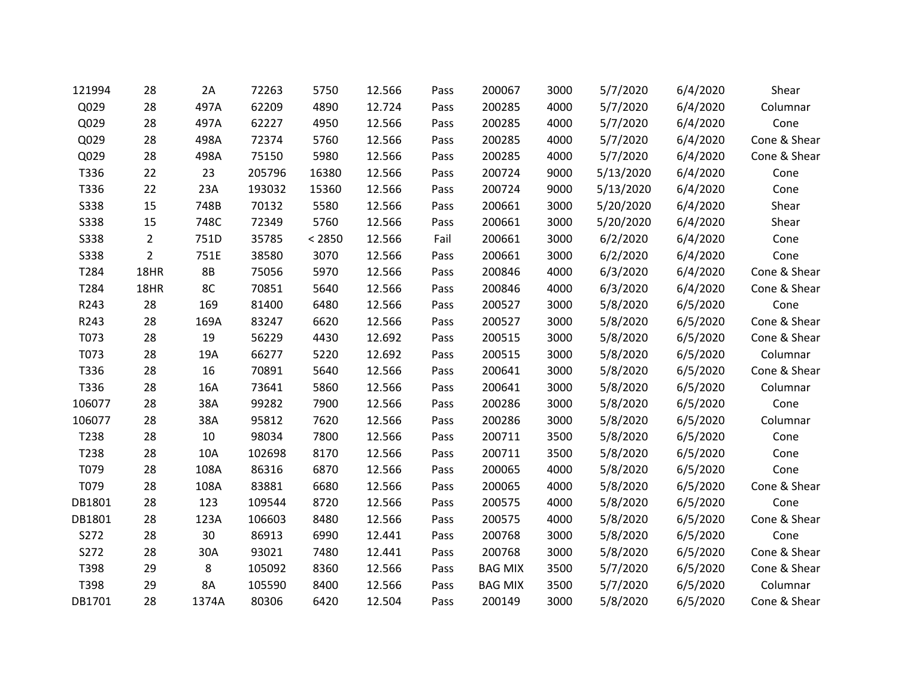| | | | | | | | | | | | |
|---|---|---|---|---|---|---|---|---|---|---|---|
| 121994 | 28 | 2A | 72263 | 5750 | 12.566 | Pass | 200067 | 3000 | 5/7/2020 | 6/4/2020 | Shear |
| Q029 | 28 | 497A | 62209 | 4890 | 12.724 | Pass | 200285 | 4000 | 5/7/2020 | 6/4/2020 | Columnar |
| Q029 | 28 | 497A | 62227 | 4950 | 12.566 | Pass | 200285 | 4000 | 5/7/2020 | 6/4/2020 | Cone |
| Q029 | 28 | 498A | 72374 | 5760 | 12.566 | Pass | 200285 | 4000 | 5/7/2020 | 6/4/2020 | Cone & Shear |
| Q029 | 28 | 498A | 75150 | 5980 | 12.566 | Pass | 200285 | 4000 | 5/7/2020 | 6/4/2020 | Cone & Shear |
| T336 | 22 | 23 | 205796 | 16380 | 12.566 | Pass | 200724 | 9000 | 5/13/2020 | 6/4/2020 | Cone |
| T336 | 22 | 23A | 193032 | 15360 | 12.566 | Pass | 200724 | 9000 | 5/13/2020 | 6/4/2020 | Cone |
| S338 | 15 | 748B | 70132 | 5580 | 12.566 | Pass | 200661 | 3000 | 5/20/2020 | 6/4/2020 | Shear |
| S338 | 15 | 748C | 72349 | 5760 | 12.566 | Pass | 200661 | 3000 | 5/20/2020 | 6/4/2020 | Shear |
| S338 | 2 | 751D | 35785 | < 2850 | 12.566 | Fail | 200661 | 3000 | 6/2/2020 | 6/4/2020 | Cone |
| S338 | 2 | 751E | 38580 | 3070 | 12.566 | Pass | 200661 | 3000 | 6/2/2020 | 6/4/2020 | Cone |
| T284 | 18HR | 8B | 75056 | 5970 | 12.566 | Pass | 200846 | 4000 | 6/3/2020 | 6/4/2020 | Cone & Shear |
| T284 | 18HR | 8C | 70851 | 5640 | 12.566 | Pass | 200846 | 4000 | 6/3/2020 | 6/4/2020 | Cone & Shear |
| R243 | 28 | 169 | 81400 | 6480 | 12.566 | Pass | 200527 | 3000 | 5/8/2020 | 6/5/2020 | Cone |
| R243 | 28 | 169A | 83247 | 6620 | 12.566 | Pass | 200527 | 3000 | 5/8/2020 | 6/5/2020 | Cone & Shear |
| T073 | 28 | 19 | 56229 | 4430 | 12.692 | Pass | 200515 | 3000 | 5/8/2020 | 6/5/2020 | Cone & Shear |
| T073 | 28 | 19A | 66277 | 5220 | 12.692 | Pass | 200515 | 3000 | 5/8/2020 | 6/5/2020 | Columnar |
| T336 | 28 | 16 | 70891 | 5640 | 12.566 | Pass | 200641 | 3000 | 5/8/2020 | 6/5/2020 | Cone & Shear |
| T336 | 28 | 16A | 73641 | 5860 | 12.566 | Pass | 200641 | 3000 | 5/8/2020 | 6/5/2020 | Columnar |
| 106077 | 28 | 38A | 99282 | 7900 | 12.566 | Pass | 200286 | 3000 | 5/8/2020 | 6/5/2020 | Cone |
| 106077 | 28 | 38A | 95812 | 7620 | 12.566 | Pass | 200286 | 3000 | 5/8/2020 | 6/5/2020 | Columnar |
| T238 | 28 | 10 | 98034 | 7800 | 12.566 | Pass | 200711 | 3500 | 5/8/2020 | 6/5/2020 | Cone |
| T238 | 28 | 10A | 102698 | 8170 | 12.566 | Pass | 200711 | 3500 | 5/8/2020 | 6/5/2020 | Cone |
| T079 | 28 | 108A | 86316 | 6870 | 12.566 | Pass | 200065 | 4000 | 5/8/2020 | 6/5/2020 | Cone |
| T079 | 28 | 108A | 83881 | 6680 | 12.566 | Pass | 200065 | 4000 | 5/8/2020 | 6/5/2020 | Cone & Shear |
| DB1801 | 28 | 123 | 109544 | 8720 | 12.566 | Pass | 200575 | 4000 | 5/8/2020 | 6/5/2020 | Cone |
| DB1801 | 28 | 123A | 106603 | 8480 | 12.566 | Pass | 200575 | 4000 | 5/8/2020 | 6/5/2020 | Cone & Shear |
| S272 | 28 | 30 | 86913 | 6990 | 12.441 | Pass | 200768 | 3000 | 5/8/2020 | 6/5/2020 | Cone |
| S272 | 28 | 30A | 93021 | 7480 | 12.441 | Pass | 200768 | 3000 | 5/8/2020 | 6/5/2020 | Cone & Shear |
| T398 | 29 | 8 | 105092 | 8360 | 12.566 | Pass | BAG MIX | 3500 | 5/7/2020 | 6/5/2020 | Cone & Shear |
| T398 | 29 | 8A | 105590 | 8400 | 12.566 | Pass | BAG MIX | 3500 | 5/7/2020 | 6/5/2020 | Columnar |
| DB1701 | 28 | 1374A | 80306 | 6420 | 12.504 | Pass | 200149 | 3000 | 5/8/2020 | 6/5/2020 | Cone & Shear |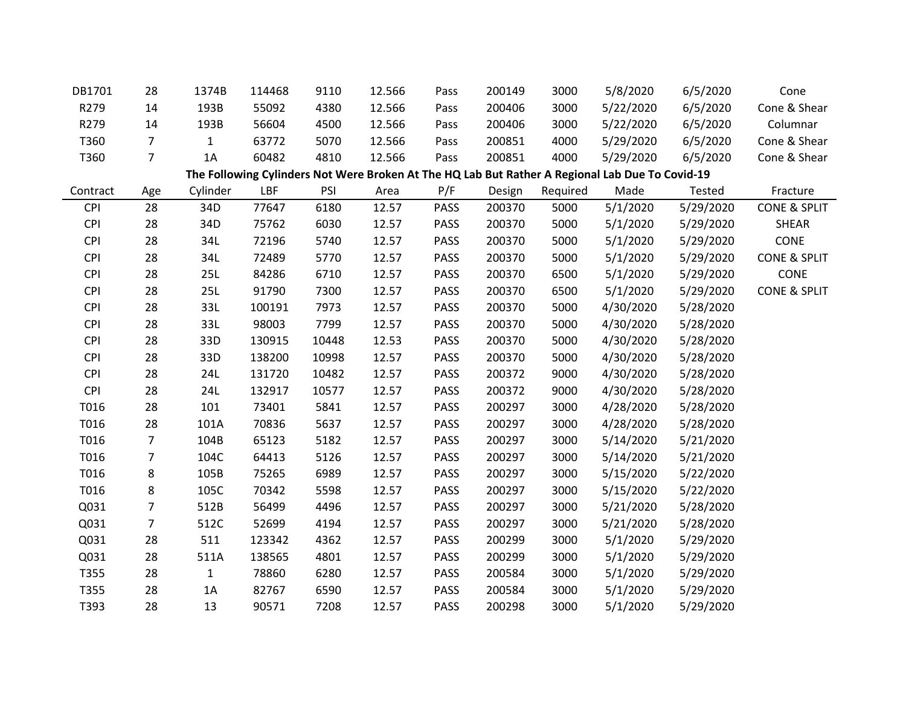| | | | | | | | | | | | |
|---|---|---|---|---|---|---|---|---|---|---|---|
| DB1701 | 28 | 1374B | 114468 | 9110 | 12.566 | Pass | 200149 | 3000 | 5/8/2020 | 6/5/2020 | Cone |
| R279 | 14 | 193B | 55092 | 4380 | 12.566 | Pass | 200406 | 3000 | 5/22/2020 | 6/5/2020 | Cone & Shear |
| R279 | 14 | 193B | 56604 | 4500 | 12.566 | Pass | 200406 | 3000 | 5/22/2020 | 6/5/2020 | Columnar |
| T360 | 7 | 1 | 63772 | 5070 | 12.566 | Pass | 200851 | 4000 | 5/29/2020 | 6/5/2020 | Cone & Shear |
| T360 | 7 | 1A | 60482 | 4810 | 12.566 | Pass | 200851 | 4000 | 5/29/2020 | 6/5/2020 | Cone & Shear |

**The Following Cylinders Not Were Broken At The HQ Lab But Rather A Regional Lab Due To Covid-19**

| Contract | Age | Cylinder | LBF | PSI | Area | P/F | Design | Required | Made | Tested | Fracture |
|---|---|---|---|---|---|---|---|---|---|---|---|
| CPI | 28 | 34D | 77647 | 6180 | 12.57 | PASS | 200370 | 5000 | 5/1/2020 | 5/29/2020 | CONE & SPLIT |
| CPI | 28 | 34D | 75762 | 6030 | 12.57 | PASS | 200370 | 5000 | 5/1/2020 | 5/29/2020 | SHEAR |
| CPI | 28 | 34L | 72196 | 5740 | 12.57 | PASS | 200370 | 5000 | 5/1/2020 | 5/29/2020 | CONE |
| CPI | 28 | 34L | 72489 | 5770 | 12.57 | PASS | 200370 | 5000 | 5/1/2020 | 5/29/2020 | CONE & SPLIT |
| CPI | 28 | 25L | 84286 | 6710 | 12.57 | PASS | 200370 | 6500 | 5/1/2020 | 5/29/2020 | CONE |
| CPI | 28 | 25L | 91790 | 7300 | 12.57 | PASS | 200370 | 6500 | 5/1/2020 | 5/29/2020 | CONE & SPLIT |
| CPI | 28 | 33L | 100191 | 7973 | 12.57 | PASS | 200370 | 5000 | 4/30/2020 | 5/28/2020 | |
| CPI | 28 | 33L | 98003 | 7799 | 12.57 | PASS | 200370 | 5000 | 4/30/2020 | 5/28/2020 | |
| CPI | 28 | 33D | 130915 | 10448 | 12.53 | PASS | 200370 | 5000 | 4/30/2020 | 5/28/2020 | |
| CPI | 28 | 33D | 138200 | 10998 | 12.57 | PASS | 200370 | 5000 | 4/30/2020 | 5/28/2020 | |
| CPI | 28 | 24L | 131720 | 10482 | 12.57 | PASS | 200372 | 9000 | 4/30/2020 | 5/28/2020 | |
| CPI | 28 | 24L | 132917 | 10577 | 12.57 | PASS | 200372 | 9000 | 4/30/2020 | 5/28/2020 | |
| T016 | 28 | 101 | 73401 | 5841 | 12.57 | PASS | 200297 | 3000 | 4/28/2020 | 5/28/2020 | |
| T016 | 28 | 101A | 70836 | 5637 | 12.57 | PASS | 200297 | 3000 | 4/28/2020 | 5/28/2020 | |
| T016 | 7 | 104B | 65123 | 5182 | 12.57 | PASS | 200297 | 3000 | 5/14/2020 | 5/21/2020 | |
| T016 | 7 | 104C | 64413 | 5126 | 12.57 | PASS | 200297 | 3000 | 5/14/2020 | 5/21/2020 | |
| T016 | 8 | 105B | 75265 | 6989 | 12.57 | PASS | 200297 | 3000 | 5/15/2020 | 5/22/2020 | |
| T016 | 8 | 105C | 70342 | 5598 | 12.57 | PASS | 200297 | 3000 | 5/15/2020 | 5/22/2020 | |
| Q031 | 7 | 512B | 56499 | 4496 | 12.57 | PASS | 200297 | 3000 | 5/21/2020 | 5/28/2020 | |
| Q031 | 7 | 512C | 52699 | 4194 | 12.57 | PASS | 200297 | 3000 | 5/21/2020 | 5/28/2020 | |
| Q031 | 28 | 511 | 123342 | 4362 | 12.57 | PASS | 200299 | 3000 | 5/1/2020 | 5/29/2020 | |
| Q031 | 28 | 511A | 138565 | 4801 | 12.57 | PASS | 200299 | 3000 | 5/1/2020 | 5/29/2020 | |
| T355 | 28 | 1 | 78860 | 6280 | 12.57 | PASS | 200584 | 3000 | 5/1/2020 | 5/29/2020 | |
| T355 | 28 | 1A | 82767 | 6590 | 12.57 | PASS | 200584 | 3000 | 5/1/2020 | 5/29/2020 | |
| T393 | 28 | 13 | 90571 | 7208 | 12.57 | PASS | 200298 | 3000 | 5/1/2020 | 5/29/2020 | |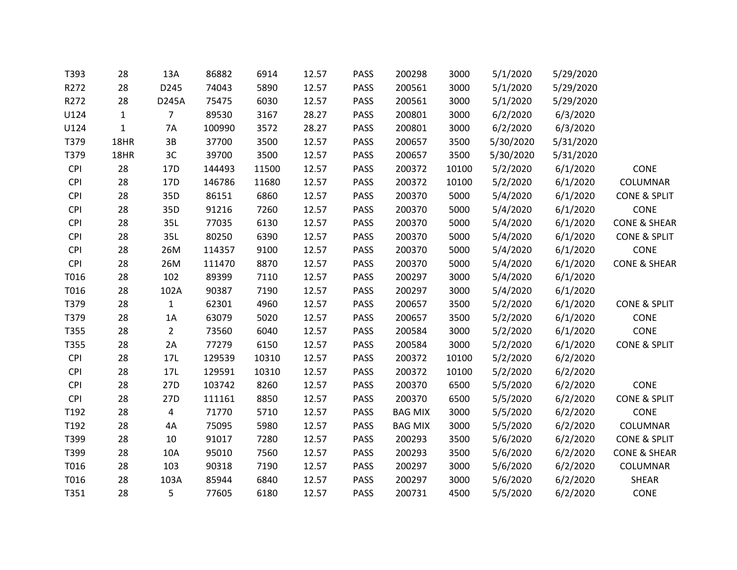| | | | | | | | | | | | |
|---|---|---|---|---|---|---|---|---|---|---|---|
| T393 | 28 | 13A | 86882 | 6914 | 12.57 | PASS | 200298 | 3000 | 5/1/2020 | 5/29/2020 | |
| R272 | 28 | D245 | 74043 | 5890 | 12.57 | PASS | 200561 | 3000 | 5/1/2020 | 5/29/2020 | |
| R272 | 28 | D245A | 75475 | 6030 | 12.57 | PASS | 200561 | 3000 | 5/1/2020 | 5/29/2020 | |
| U124 | 1 | 7 | 89530 | 3167 | 28.27 | PASS | 200801 | 3000 | 6/2/2020 | 6/3/2020 | |
| U124 | 1 | 7A | 100990 | 3572 | 28.27 | PASS | 200801 | 3000 | 6/2/2020 | 6/3/2020 | |
| T379 | 18HR | 3B | 37700 | 3500 | 12.57 | PASS | 200657 | 3500 | 5/30/2020 | 5/31/2020 | |
| T379 | 18HR | 3C | 39700 | 3500 | 12.57 | PASS | 200657 | 3500 | 5/30/2020 | 5/31/2020 | |
| CPI | 28 | 17D | 144493 | 11500 | 12.57 | PASS | 200372 | 10100 | 5/2/2020 | 6/1/2020 | CONE |
| CPI | 28 | 17D | 146786 | 11680 | 12.57 | PASS | 200372 | 10100 | 5/2/2020 | 6/1/2020 | COLUMNAR |
| CPI | 28 | 35D | 86151 | 6860 | 12.57 | PASS | 200370 | 5000 | 5/4/2020 | 6/1/2020 | CONE & SPLIT |
| CPI | 28 | 35D | 91216 | 7260 | 12.57 | PASS | 200370 | 5000 | 5/4/2020 | 6/1/2020 | CONE |
| CPI | 28 | 35L | 77035 | 6130 | 12.57 | PASS | 200370 | 5000 | 5/4/2020 | 6/1/2020 | CONE & SHEAR |
| CPI | 28 | 35L | 80250 | 6390 | 12.57 | PASS | 200370 | 5000 | 5/4/2020 | 6/1/2020 | CONE & SPLIT |
| CPI | 28 | 26M | 114357 | 9100 | 12.57 | PASS | 200370 | 5000 | 5/4/2020 | 6/1/2020 | CONE |
| CPI | 28 | 26M | 111470 | 8870 | 12.57 | PASS | 200370 | 5000 | 5/4/2020 | 6/1/2020 | CONE & SHEAR |
| T016 | 28 | 102 | 89399 | 7110 | 12.57 | PASS | 200297 | 3000 | 5/4/2020 | 6/1/2020 | |
| T016 | 28 | 102A | 90387 | 7190 | 12.57 | PASS | 200297 | 3000 | 5/4/2020 | 6/1/2020 | |
| T379 | 28 | 1 | 62301 | 4960 | 12.57 | PASS | 200657 | 3500 | 5/2/2020 | 6/1/2020 | CONE & SPLIT |
| T379 | 28 | 1A | 63079 | 5020 | 12.57 | PASS | 200657 | 3500 | 5/2/2020 | 6/1/2020 | CONE |
| T355 | 28 | 2 | 73560 | 6040 | 12.57 | PASS | 200584 | 3000 | 5/2/2020 | 6/1/2020 | CONE |
| T355 | 28 | 2A | 77279 | 6150 | 12.57 | PASS | 200584 | 3000 | 5/2/2020 | 6/1/2020 | CONE & SPLIT |
| CPI | 28 | 17L | 129539 | 10310 | 12.57 | PASS | 200372 | 10100 | 5/2/2020 | 6/2/2020 | |
| CPI | 28 | 17L | 129591 | 10310 | 12.57 | PASS | 200372 | 10100 | 5/2/2020 | 6/2/2020 | |
| CPI | 28 | 27D | 103742 | 8260 | 12.57 | PASS | 200370 | 6500 | 5/5/2020 | 6/2/2020 | CONE |
| CPI | 28 | 27D | 111161 | 8850 | 12.57 | PASS | 200370 | 6500 | 5/5/2020 | 6/2/2020 | CONE & SPLIT |
| T192 | 28 | 4 | 71770 | 5710 | 12.57 | PASS | BAG MIX | 3000 | 5/5/2020 | 6/2/2020 | CONE |
| T192 | 28 | 4A | 75095 | 5980 | 12.57 | PASS | BAG MIX | 3000 | 5/5/2020 | 6/2/2020 | COLUMNAR |
| T399 | 28 | 10 | 91017 | 7280 | 12.57 | PASS | 200293 | 3500 | 5/6/2020 | 6/2/2020 | CONE & SPLIT |
| T399 | 28 | 10A | 95010 | 7560 | 12.57 | PASS | 200293 | 3500 | 5/6/2020 | 6/2/2020 | CONE & SHEAR |
| T016 | 28 | 103 | 90318 | 7190 | 12.57 | PASS | 200297 | 3000 | 5/6/2020 | 6/2/2020 | COLUMNAR |
| T016 | 28 | 103A | 85944 | 6840 | 12.57 | PASS | 200297 | 3000 | 5/6/2020 | 6/2/2020 | SHEAR |
| T351 | 28 | 5 | 77605 | 6180 | 12.57 | PASS | 200731 | 4500 | 5/5/2020 | 6/2/2020 | CONE |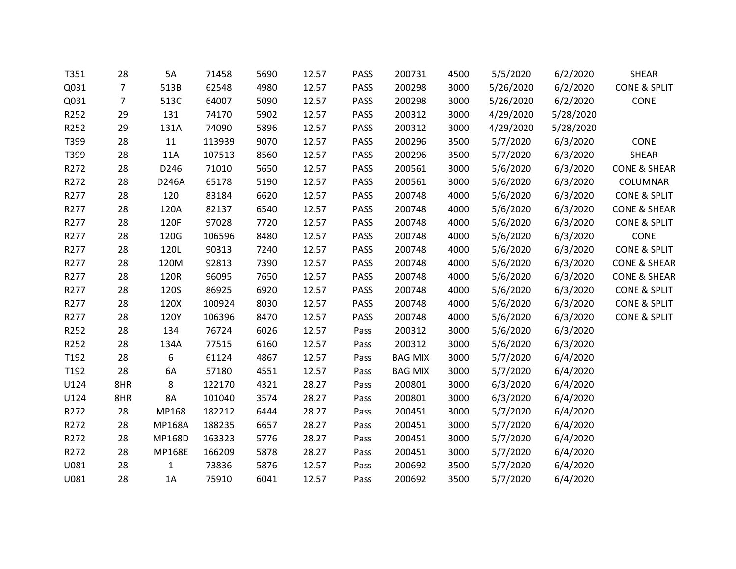| | | | | | | | | | | | |
|---|---|---|---|---|---|---|---|---|---|---|---|
| T351 | 28 | 5A | 71458 | 5690 | 12.57 | PASS | 200731 | 4500 | 5/5/2020 | 6/2/2020 | SHEAR |
| Q031 | 7 | 513B | 62548 | 4980 | 12.57 | PASS | 200298 | 3000 | 5/26/2020 | 6/2/2020 | CONE & SPLIT |
| Q031 | 7 | 513C | 64007 | 5090 | 12.57 | PASS | 200298 | 3000 | 5/26/2020 | 6/2/2020 | CONE |
| R252 | 29 | 131 | 74170 | 5902 | 12.57 | PASS | 200312 | 3000 | 4/29/2020 | 5/28/2020 | |
| R252 | 29 | 131A | 74090 | 5896 | 12.57 | PASS | 200312 | 3000 | 4/29/2020 | 5/28/2020 | |
| T399 | 28 | 11 | 113939 | 9070 | 12.57 | PASS | 200296 | 3500 | 5/7/2020 | 6/3/2020 | CONE |
| T399 | 28 | 11A | 107513 | 8560 | 12.57 | PASS | 200296 | 3500 | 5/7/2020 | 6/3/2020 | SHEAR |
| R272 | 28 | D246 | 71010 | 5650 | 12.57 | PASS | 200561 | 3000 | 5/6/2020 | 6/3/2020 | CONE & SHEAR |
| R272 | 28 | D246A | 65178 | 5190 | 12.57 | PASS | 200561 | 3000 | 5/6/2020 | 6/3/2020 | COLUMNAR |
| R277 | 28 | 120 | 83184 | 6620 | 12.57 | PASS | 200748 | 4000 | 5/6/2020 | 6/3/2020 | CONE & SPLIT |
| R277 | 28 | 120A | 82137 | 6540 | 12.57 | PASS | 200748 | 4000 | 5/6/2020 | 6/3/2020 | CONE & SHEAR |
| R277 | 28 | 120F | 97028 | 7720 | 12.57 | PASS | 200748 | 4000 | 5/6/2020 | 6/3/2020 | CONE & SPLIT |
| R277 | 28 | 120G | 106596 | 8480 | 12.57 | PASS | 200748 | 4000 | 5/6/2020 | 6/3/2020 | CONE |
| R277 | 28 | 120L | 90313 | 7240 | 12.57 | PASS | 200748 | 4000 | 5/6/2020 | 6/3/2020 | CONE & SPLIT |
| R277 | 28 | 120M | 92813 | 7390 | 12.57 | PASS | 200748 | 4000 | 5/6/2020 | 6/3/2020 | CONE & SHEAR |
| R277 | 28 | 120R | 96095 | 7650 | 12.57 | PASS | 200748 | 4000 | 5/6/2020 | 6/3/2020 | CONE & SHEAR |
| R277 | 28 | 120S | 86925 | 6920 | 12.57 | PASS | 200748 | 4000 | 5/6/2020 | 6/3/2020 | CONE & SPLIT |
| R277 | 28 | 120X | 100924 | 8030 | 12.57 | PASS | 200748 | 4000 | 5/6/2020 | 6/3/2020 | CONE & SPLIT |
| R277 | 28 | 120Y | 106396 | 8470 | 12.57 | PASS | 200748 | 4000 | 5/6/2020 | 6/3/2020 | CONE & SPLIT |
| R252 | 28 | 134 | 76724 | 6026 | 12.57 | Pass | 200312 | 3000 | 5/6/2020 | 6/3/2020 | |
| R252 | 28 | 134A | 77515 | 6160 | 12.57 | Pass | 200312 | 3000 | 5/6/2020 | 6/3/2020 | |
| T192 | 28 | 6 | 61124 | 4867 | 12.57 | Pass | BAG MIX | 3000 | 5/7/2020 | 6/4/2020 | |
| T192 | 28 | 6A | 57180 | 4551 | 12.57 | Pass | BAG MIX | 3000 | 5/7/2020 | 6/4/2020 | |
| U124 | 8HR | 8 | 122170 | 4321 | 28.27 | Pass | 200801 | 3000 | 6/3/2020 | 6/4/2020 | |
| U124 | 8HR | 8A | 101040 | 3574 | 28.27 | Pass | 200801 | 3000 | 6/3/2020 | 6/4/2020 | |
| R272 | 28 | MP168 | 182212 | 6444 | 28.27 | Pass | 200451 | 3000 | 5/7/2020 | 6/4/2020 | |
| R272 | 28 | MP168A | 188235 | 6657 | 28.27 | Pass | 200451 | 3000 | 5/7/2020 | 6/4/2020 | |
| R272 | 28 | MP168D | 163323 | 5776 | 28.27 | Pass | 200451 | 3000 | 5/7/2020 | 6/4/2020 | |
| R272 | 28 | MP168E | 166209 | 5878 | 28.27 | Pass | 200451 | 3000 | 5/7/2020 | 6/4/2020 | |
| U081 | 28 | 1 | 73836 | 5876 | 12.57 | Pass | 200692 | 3500 | 5/7/2020 | 6/4/2020 | |
| U081 | 28 | 1A | 75910 | 6041 | 12.57 | Pass | 200692 | 3500 | 5/7/2020 | 6/4/2020 | |